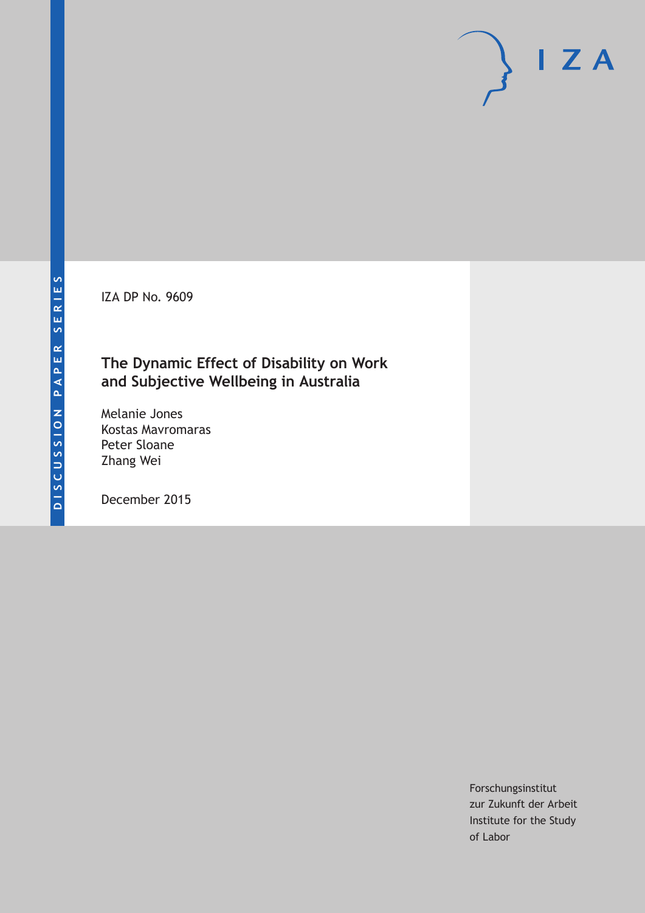DISCUSSION PAPER SERIES

IZA

IZA DP No. 9609

# The Dynamic Effect of Disability on Work and Subjective Wellbeing in Australia

Melanie Jones
Kostas Mavromaras
Peter Sloane
Zhang Wei

December 2015

Forschungsinstitut
zur Zukunft der Arbeit
Institute for the Study
of Labor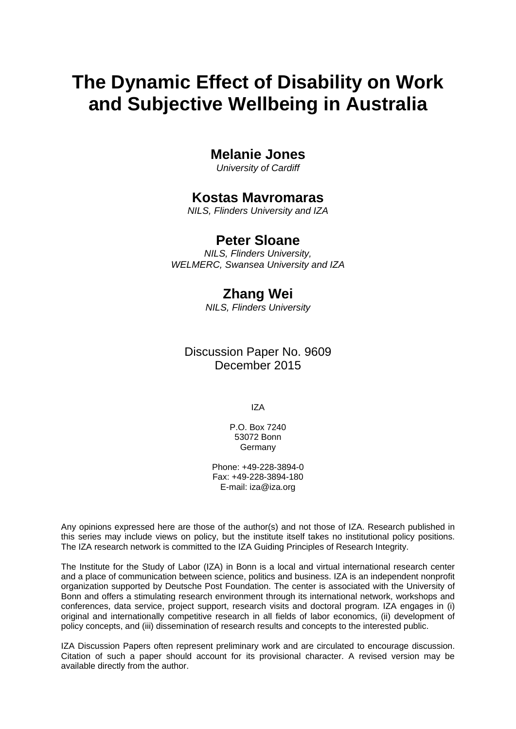# The Dynamic Effect of Disability on Work and Subjective Wellbeing in Australia

**Melanie Jones**
*University of Cardiff*

**Kostas Mavromaras**
*NILS, Flinders University and IZA*

**Peter Sloane**
*NILS, Flinders University,*
*WELMERC, Swansea University and IZA*

**Zhang Wei**
*NILS, Flinders University*

Discussion Paper No. 9609
December 2015

IZA

P.O. Box 7240
53072 Bonn
Germany

Phone: +49-228-3894-0
Fax: +49-228-3894-180
E-mail: iza@iza.org

Any opinions expressed here are those of the author(s) and not those of IZA. Research published in this series may include views on policy, but the institute itself takes no institutional policy positions. The IZA research network is committed to the IZA Guiding Principles of Research Integrity.

The Institute for the Study of Labor (IZA) in Bonn is a local and virtual international research center and a place of communication between science, politics and business. IZA is an independent nonprofit organization supported by Deutsche Post Foundation. The center is associated with the University of Bonn and offers a stimulating research environment through its international network, workshops and conferences, data service, project support, research visits and doctoral program. IZA engages in (i) original and internationally competitive research in all fields of labor economics, (ii) development of policy concepts, and (iii) dissemination of research results and concepts to the interested public.

IZA Discussion Papers often represent preliminary work and are circulated to encourage discussion. Citation of such a paper should account for its provisional character. A revised version may be available directly from the author.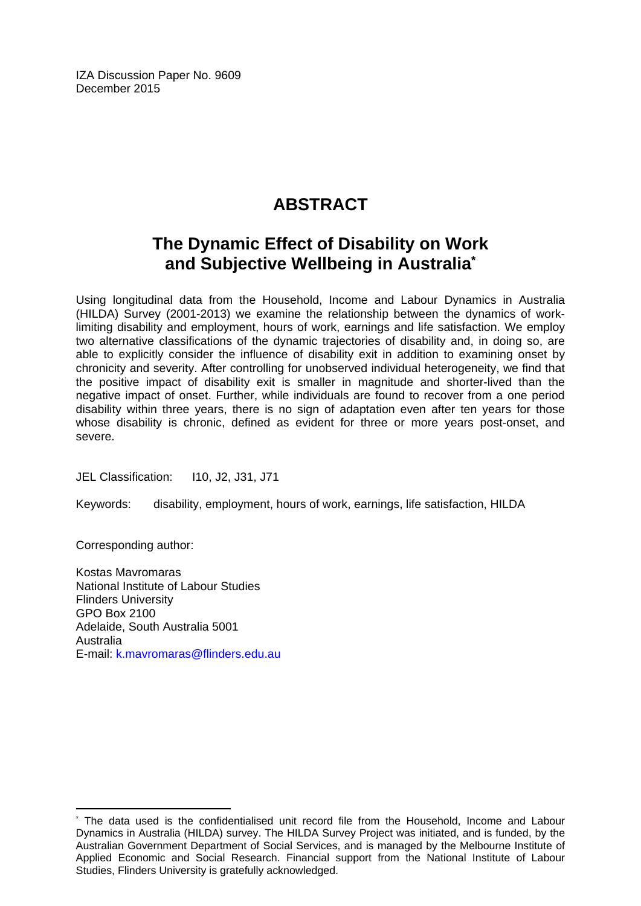IZA Discussion Paper No. 9609
December 2015

# ABSTRACT

## The Dynamic Effect of Disability on Work and Subjective Wellbeing in Australia*

Using longitudinal data from the Household, Income and Labour Dynamics in Australia (HILDA) Survey (2001-2013) we examine the relationship between the dynamics of work-limiting disability and employment, hours of work, earnings and life satisfaction. We employ two alternative classifications of the dynamic trajectories of disability and, in doing so, are able to explicitly consider the influence of disability exit in addition to examining onset by chronicity and severity. After controlling for unobserved individual heterogeneity, we find that the positive impact of disability exit is smaller in magnitude and shorter-lived than the negative impact of onset. Further, while individuals are found to recover from a one period disability within three years, there is no sign of adaptation even after ten years for those whose disability is chronic, defined as evident for three or more years post-onset, and severe.

JEL Classification: I10, J2, J31, J71

Keywords: disability, employment, hours of work, earnings, life satisfaction, HILDA

Corresponding author:

Kostas Mavromaras
National Institute of Labour Studies
Flinders University
GPO Box 2100
Adelaide, South Australia 5001
Australia
E-mail: k.mavromaras@flinders.edu.au

---

* The data used is the confidentialised unit record file from the Household, Income and Labour Dynamics in Australia (HILDA) survey. The HILDA Survey Project was initiated, and is funded, by the Australian Government Department of Social Services, and is managed by the Melbourne Institute of Applied Economic and Social Research. Financial support from the National Institute of Labour Studies, Flinders University is gratefully acknowledged.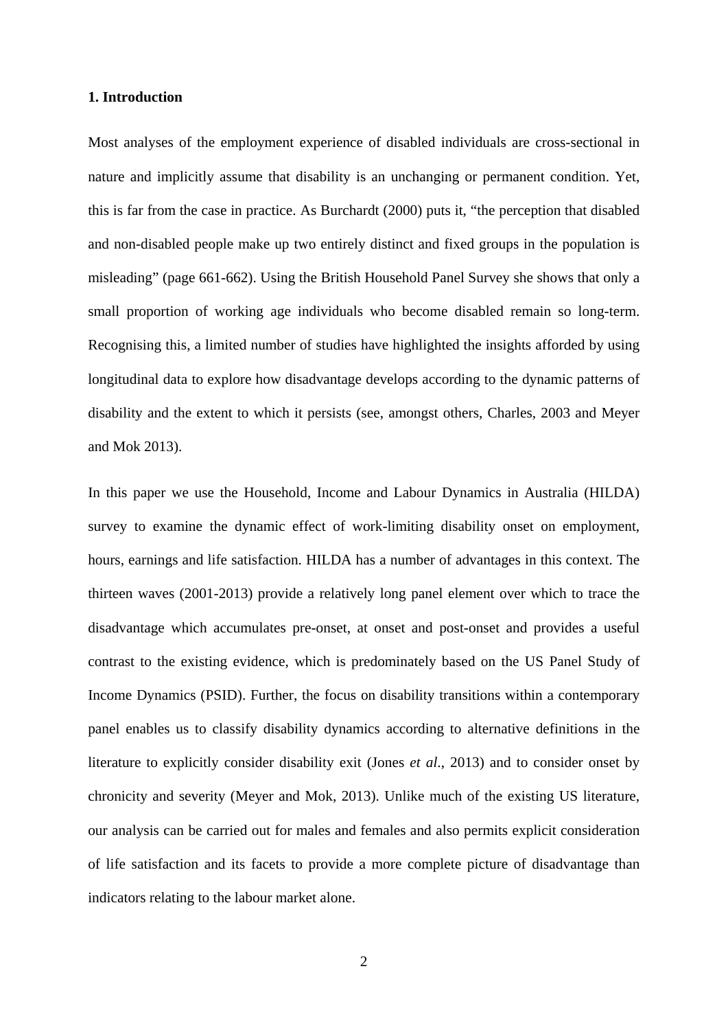## 1. Introduction

Most analyses of the employment experience of disabled individuals are cross-sectional in nature and implicitly assume that disability is an unchanging or permanent condition. Yet, this is far from the case in practice. As Burchardt (2000) puts it, "the perception that disabled and non-disabled people make up two entirely distinct and fixed groups in the population is misleading" (page 661-662). Using the British Household Panel Survey she shows that only a small proportion of working age individuals who become disabled remain so long-term. Recognising this, a limited number of studies have highlighted the insights afforded by using longitudinal data to explore how disadvantage develops according to the dynamic patterns of disability and the extent to which it persists (see, amongst others, Charles, 2003 and Meyer and Mok 2013).

In this paper we use the Household, Income and Labour Dynamics in Australia (HILDA) survey to examine the dynamic effect of work-limiting disability onset on employment, hours, earnings and life satisfaction. HILDA has a number of advantages in this context. The thirteen waves (2001-2013) provide a relatively long panel element over which to trace the disadvantage which accumulates pre-onset, at onset and post-onset and provides a useful contrast to the existing evidence, which is predominately based on the US Panel Study of Income Dynamics (PSID). Further, the focus on disability transitions within a contemporary panel enables us to classify disability dynamics according to alternative definitions in the literature to explicitly consider disability exit (Jones *et al.*, 2013) and to consider onset by chronicity and severity (Meyer and Mok, 2013). Unlike much of the existing US literature, our analysis can be carried out for males and females and also permits explicit consideration of life satisfaction and its facets to provide a more complete picture of disadvantage than indicators relating to the labour market alone.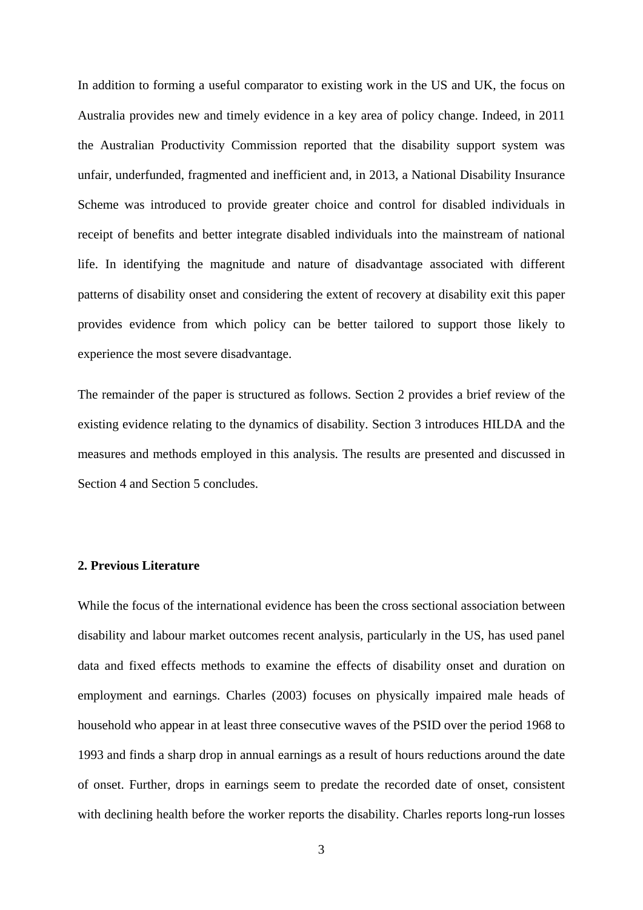In addition to forming a useful comparator to existing work in the US and UK, the focus on Australia provides new and timely evidence in a key area of policy change. Indeed, in 2011 the Australian Productivity Commission reported that the disability support system was unfair, underfunded, fragmented and inefficient and, in 2013, a National Disability Insurance Scheme was introduced to provide greater choice and control for disabled individuals in receipt of benefits and better integrate disabled individuals into the mainstream of national life. In identifying the magnitude and nature of disadvantage associated with different patterns of disability onset and considering the extent of recovery at disability exit this paper provides evidence from which policy can be better tailored to support those likely to experience the most severe disadvantage.

The remainder of the paper is structured as follows. Section 2 provides a brief review of the existing evidence relating to the dynamics of disability. Section 3 introduces HILDA and the measures and methods employed in this analysis. The results are presented and discussed in Section 4 and Section 5 concludes.

## 2. Previous Literature

While the focus of the international evidence has been the cross sectional association between disability and labour market outcomes recent analysis, particularly in the US, has used panel data and fixed effects methods to examine the effects of disability onset and duration on employment and earnings. Charles (2003) focuses on physically impaired male heads of household who appear in at least three consecutive waves of the PSID over the period 1968 to 1993 and finds a sharp drop in annual earnings as a result of hours reductions around the date of onset. Further, drops in earnings seem to predate the recorded date of onset, consistent with declining health before the worker reports the disability. Charles reports long-run losses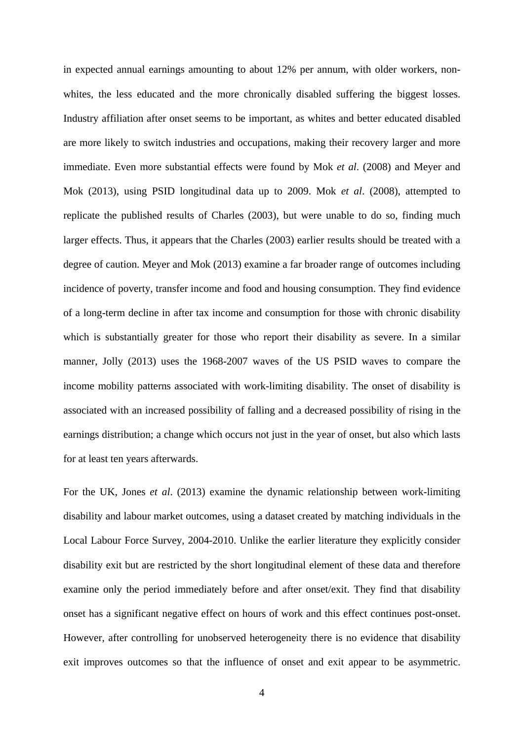in expected annual earnings amounting to about 12% per annum, with older workers, non-whites, the less educated and the more chronically disabled suffering the biggest losses. Industry affiliation after onset seems to be important, as whites and better educated disabled are more likely to switch industries and occupations, making their recovery larger and more immediate. Even more substantial effects were found by Mok *et al*. (2008) and Meyer and Mok (2013), using PSID longitudinal data up to 2009. Mok *et al*. (2008), attempted to replicate the published results of Charles (2003), but were unable to do so, finding much larger effects. Thus, it appears that the Charles (2003) earlier results should be treated with a degree of caution. Meyer and Mok (2013) examine a far broader range of outcomes including incidence of poverty, transfer income and food and housing consumption. They find evidence of a long-term decline in after tax income and consumption for those with chronic disability which is substantially greater for those who report their disability as severe. In a similar manner, Jolly (2013) uses the 1968-2007 waves of the US PSID waves to compare the income mobility patterns associated with work-limiting disability. The onset of disability is associated with an increased possibility of falling and a decreased possibility of rising in the earnings distribution; a change which occurs not just in the year of onset, but also which lasts for at least ten years afterwards.

For the UK, Jones *et al*. (2013) examine the dynamic relationship between work-limiting disability and labour market outcomes, using a dataset created by matching individuals in the Local Labour Force Survey, 2004-2010. Unlike the earlier literature they explicitly consider disability exit but are restricted by the short longitudinal element of these data and therefore examine only the period immediately before and after onset/exit. They find that disability onset has a significant negative effect on hours of work and this effect continues post-onset. However, after controlling for unobserved heterogeneity there is no evidence that disability exit improves outcomes so that the influence of onset and exit appear to be asymmetric.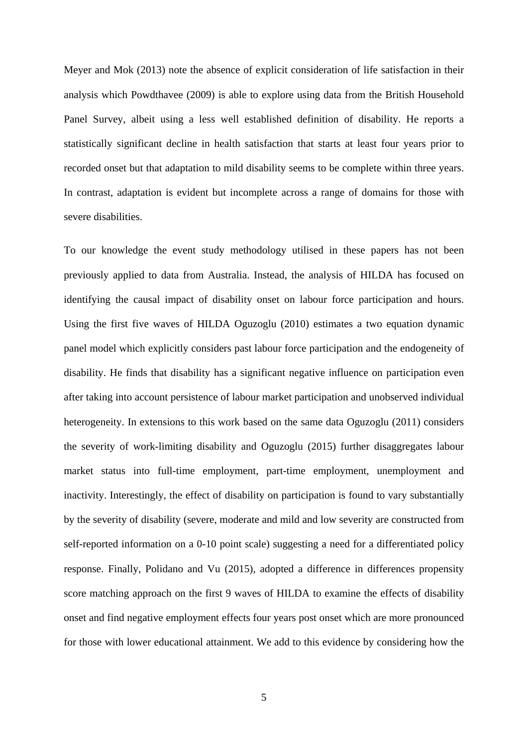Meyer and Mok (2013) note the absence of explicit consideration of life satisfaction in their analysis which Powdthavee (2009) is able to explore using data from the British Household Panel Survey, albeit using a less well established definition of disability. He reports a statistically significant decline in health satisfaction that starts at least four years prior to recorded onset but that adaptation to mild disability seems to be complete within three years. In contrast, adaptation is evident but incomplete across a range of domains for those with severe disabilities.

To our knowledge the event study methodology utilised in these papers has not been previously applied to data from Australia. Instead, the analysis of HILDA has focused on identifying the causal impact of disability onset on labour force participation and hours. Using the first five waves of HILDA Oguzoglu (2010) estimates a two equation dynamic panel model which explicitly considers past labour force participation and the endogeneity of disability. He finds that disability has a significant negative influence on participation even after taking into account persistence of labour market participation and unobserved individual heterogeneity. In extensions to this work based on the same data Oguzoglu (2011) considers the severity of work-limiting disability and Oguzoglu (2015) further disaggregates labour market status into full-time employment, part-time employment, unemployment and inactivity. Interestingly, the effect of disability on participation is found to vary substantially by the severity of disability (severe, moderate and mild and low severity are constructed from self-reported information on a 0-10 point scale) suggesting a need for a differentiated policy response. Finally, Polidano and Vu (2015), adopted a difference in differences propensity score matching approach on the first 9 waves of HILDA to examine the effects of disability onset and find negative employment effects four years post onset which are more pronounced for those with lower educational attainment. We add to this evidence by considering how the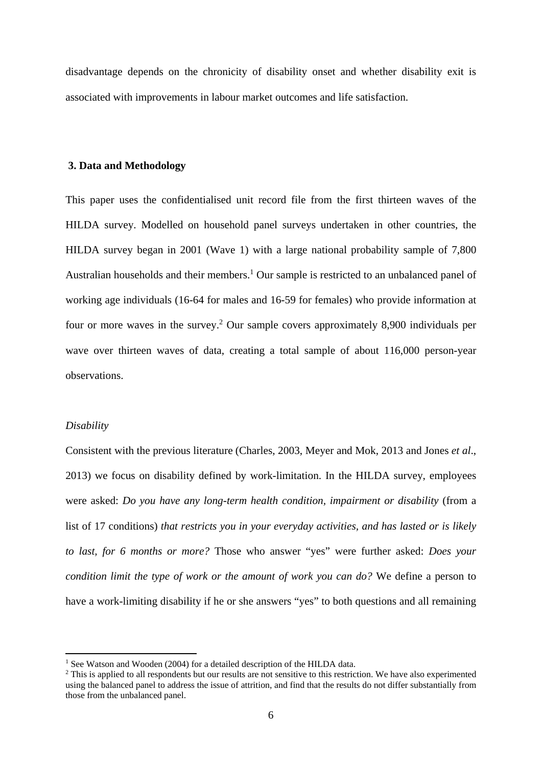disadvantage depends on the chronicity of disability onset and whether disability exit is associated with improvements in labour market outcomes and life satisfaction.

## 3. Data and Methodology

This paper uses the confidentialised unit record file from the first thirteen waves of the HILDA survey. Modelled on household panel surveys undertaken in other countries, the HILDA survey began in 2001 (Wave 1) with a large national probability sample of 7,800 Australian households and their members.[1] Our sample is restricted to an unbalanced panel of working age individuals (16-64 for males and 16-59 for females) who provide information at four or more waves in the survey.[2] Our sample covers approximately 8,900 individuals per wave over thirteen waves of data, creating a total sample of about 116,000 person-year observations.

*Disability*

Consistent with the previous literature (Charles, 2003, Meyer and Mok, 2013 and Jones *et al*., 2013) we focus on disability defined by work-limitation. In the HILDA survey, employees were asked: *Do you have any long-term health condition, impairment or disability* (from a list of 17 conditions) *that restricts you in your everyday activities, and has lasted or is likely to last, for 6 months or more?* Those who answer "yes" were further asked: *Does your condition limit the type of work or the amount of work you can do?* We define a person to have a work-limiting disability if he or she answers "yes" to both questions and all remaining

[1] See Watson and Wooden (2004) for a detailed description of the HILDA data.

[2] This is applied to all respondents but our results are not sensitive to this restriction. We have also experimented using the balanced panel to address the issue of attrition, and find that the results do not differ substantially from those from the unbalanced panel.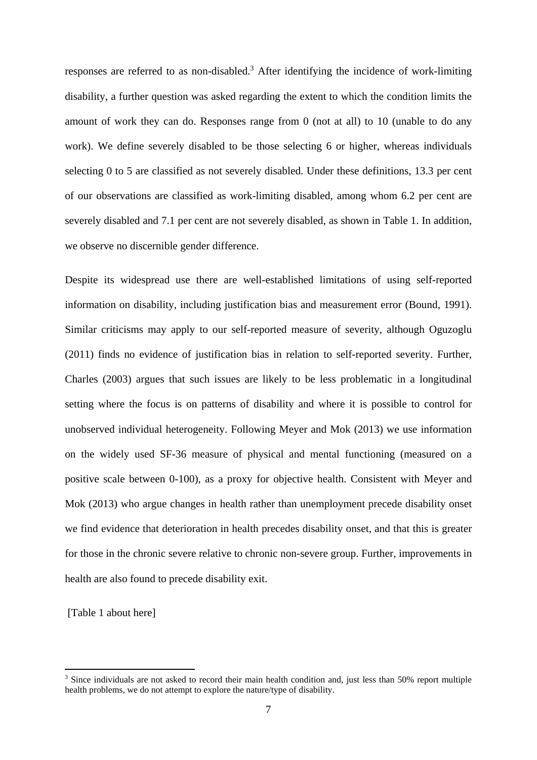responses are referred to as non-disabled.[3] After identifying the incidence of work-limiting disability, a further question was asked regarding the extent to which the condition limits the amount of work they can do. Responses range from 0 (not at all) to 10 (unable to do any work). We define severely disabled to be those selecting 6 or higher, whereas individuals selecting 0 to 5 are classified as not severely disabled. Under these definitions, 13.3 per cent of our observations are classified as work-limiting disabled, among whom 6.2 per cent are severely disabled and 7.1 per cent are not severely disabled, as shown in Table 1. In addition, we observe no discernible gender difference.

Despite its widespread use there are well-established limitations of using self-reported information on disability, including justification bias and measurement error (Bound, 1991). Similar criticisms may apply to our self-reported measure of severity, although Oguzoglu (2011) finds no evidence of justification bias in relation to self-reported severity. Further, Charles (2003) argues that such issues are likely to be less problematic in a longitudinal setting where the focus is on patterns of disability and where it is possible to control for unobserved individual heterogeneity. Following Meyer and Mok (2013) we use information on the widely used SF-36 measure of physical and mental functioning (measured on a positive scale between 0-100), as a proxy for objective health. Consistent with Meyer and Mok (2013) who argue changes in health rather than unemployment precede disability onset we find evidence that deterioration in health precedes disability onset, and that this is greater for those in the chronic severe relative to chronic non-severe group. Further, improvements in health are also found to precede disability exit.

[Table 1 about here]

[3] Since individuals are not asked to record their main health condition and, just less than 50% report multiple health problems, we do not attempt to explore the nature/type of disability.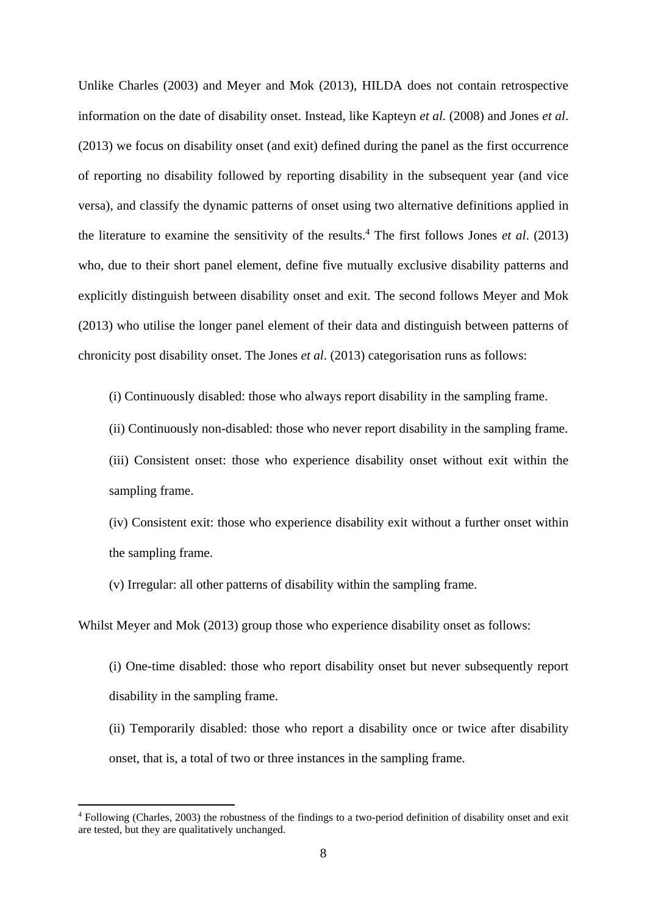Unlike Charles (2003) and Meyer and Mok (2013), HILDA does not contain retrospective information on the date of disability onset. Instead, like Kapteyn *et al*. (2008) and Jones *et al*. (2013) we focus on disability onset (and exit) defined during the panel as the first occurrence of reporting no disability followed by reporting disability in the subsequent year (and vice versa), and classify the dynamic patterns of onset using two alternative definitions applied in the literature to examine the sensitivity of the results.[4] The first follows Jones *et al*. (2013) who, due to their short panel element, define five mutually exclusive disability patterns and explicitly distinguish between disability onset and exit. The second follows Meyer and Mok (2013) who utilise the longer panel element of their data and distinguish between patterns of chronicity post disability onset. The Jones *et al*. (2013) categorisation runs as follows:

(i) Continuously disabled: those who always report disability in the sampling frame.

(ii) Continuously non-disabled: those who never report disability in the sampling frame.

(iii) Consistent onset: those who experience disability onset without exit within the sampling frame.

(iv) Consistent exit: those who experience disability exit without a further onset within the sampling frame.

(v) Irregular: all other patterns of disability within the sampling frame.

Whilst Meyer and Mok (2013) group those who experience disability onset as follows:

(i) One-time disabled: those who report disability onset but never subsequently report disability in the sampling frame.

(ii) Temporarily disabled: those who report a disability once or twice after disability onset, that is, a total of two or three instances in the sampling frame.

[4] Following (Charles, 2003) the robustness of the findings to a two-period definition of disability onset and exit are tested, but they are qualitatively unchanged.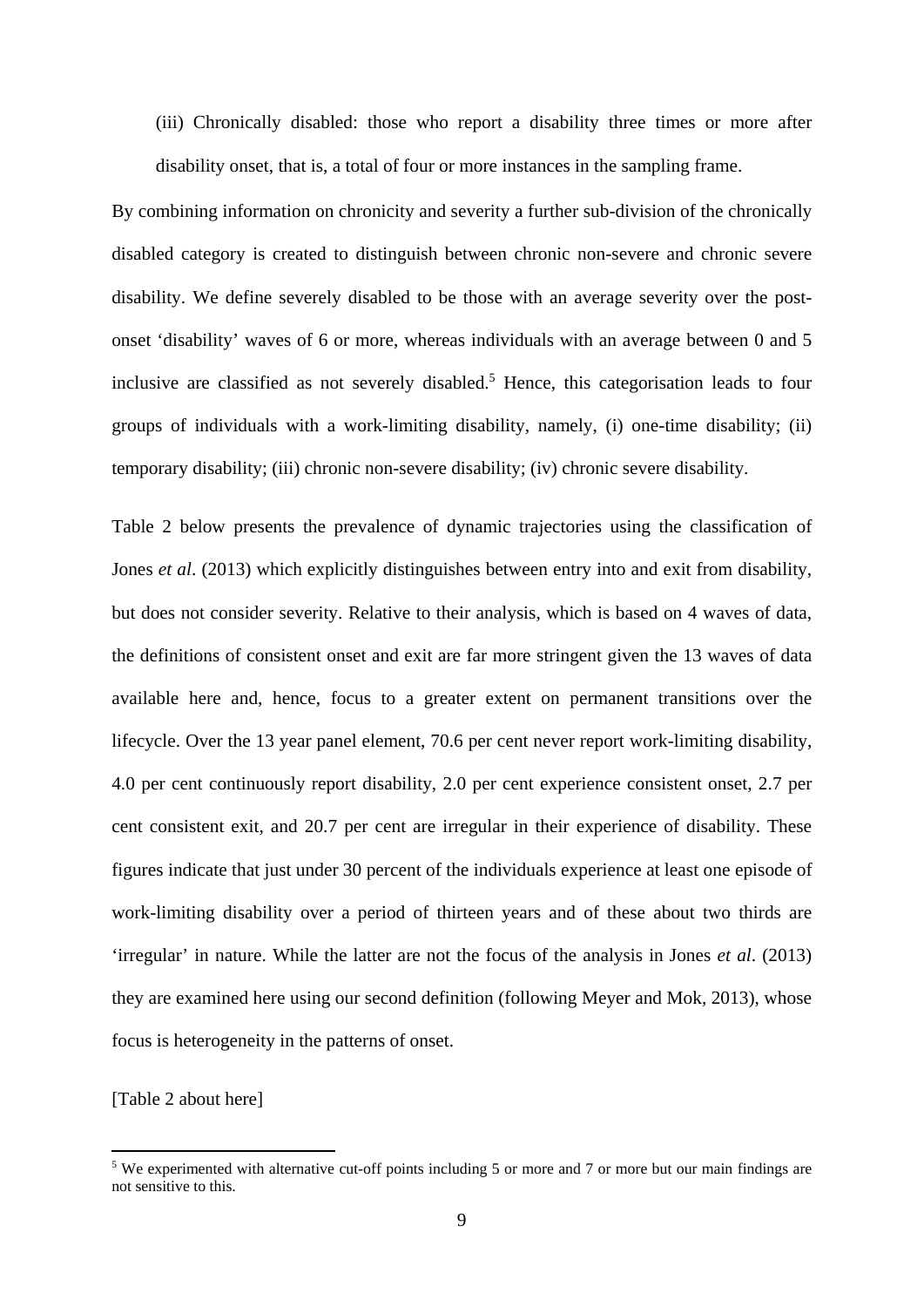(iii) Chronically disabled: those who report a disability three times or more after disability onset, that is, a total of four or more instances in the sampling frame.

By combining information on chronicity and severity a further sub-division of the chronically disabled category is created to distinguish between chronic non-severe and chronic severe disability. We define severely disabled to be those with an average severity over the post-onset 'disability' waves of 6 or more, whereas individuals with an average between 0 and 5 inclusive are classified as not severely disabled.[5] Hence, this categorisation leads to four groups of individuals with a work-limiting disability, namely, (i) one-time disability; (ii) temporary disability; (iii) chronic non-severe disability; (iv) chronic severe disability.

Table 2 below presents the prevalence of dynamic trajectories using the classification of Jones *et al*. (2013) which explicitly distinguishes between entry into and exit from disability, but does not consider severity. Relative to their analysis, which is based on 4 waves of data, the definitions of consistent onset and exit are far more stringent given the 13 waves of data available here and, hence, focus to a greater extent on permanent transitions over the lifecycle. Over the 13 year panel element, 70.6 per cent never report work-limiting disability, 4.0 per cent continuously report disability, 2.0 per cent experience consistent onset, 2.7 per cent consistent exit, and 20.7 per cent are irregular in their experience of disability. These figures indicate that just under 30 percent of the individuals experience at least one episode of work-limiting disability over a period of thirteen years and of these about two thirds are 'irregular' in nature. While the latter are not the focus of the analysis in Jones *et al*. (2013) they are examined here using our second definition (following Meyer and Mok, 2013), whose focus is heterogeneity in the patterns of onset.

[Table 2 about here]

[5] We experimented with alternative cut-off points including 5 or more and 7 or more but our main findings are not sensitive to this.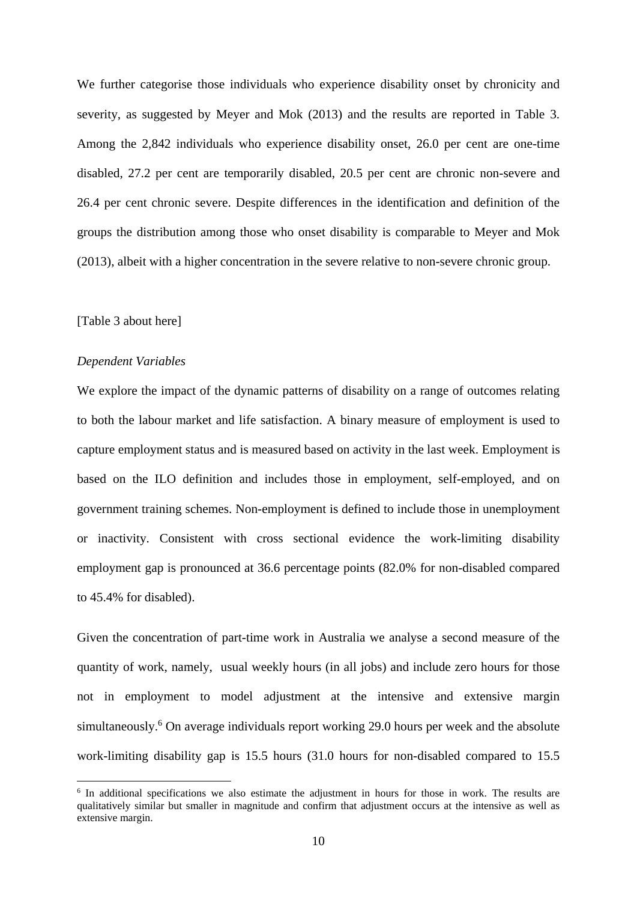We further categorise those individuals who experience disability onset by chronicity and severity, as suggested by Meyer and Mok (2013) and the results are reported in Table 3. Among the 2,842 individuals who experience disability onset, 26.0 per cent are one-time disabled, 27.2 per cent are temporarily disabled, 20.5 per cent are chronic non-severe and 26.4 per cent chronic severe. Despite differences in the identification and definition of the groups the distribution among those who onset disability is comparable to Meyer and Mok (2013), albeit with a higher concentration in the severe relative to non-severe chronic group.

[Table 3 about here]

*Dependent Variables*

We explore the impact of the dynamic patterns of disability on a range of outcomes relating to both the labour market and life satisfaction. A binary measure of employment is used to capture employment status and is measured based on activity in the last week. Employment is based on the ILO definition and includes those in employment, self-employed, and on government training schemes. Non-employment is defined to include those in unemployment or inactivity. Consistent with cross sectional evidence the work-limiting disability employment gap is pronounced at 36.6 percentage points (82.0% for non-disabled compared to 45.4% for disabled).

Given the concentration of part-time work in Australia we analyse a second measure of the quantity of work, namely, usual weekly hours (in all jobs) and include zero hours for those not in employment to model adjustment at the intensive and extensive margin simultaneously.[6] On average individuals report working 29.0 hours per week and the absolute work-limiting disability gap is 15.5 hours (31.0 hours for non-disabled compared to 15.5

[6] In additional specifications we also estimate the adjustment in hours for those in work. The results are qualitatively similar but smaller in magnitude and confirm that adjustment occurs at the intensive as well as extensive margin.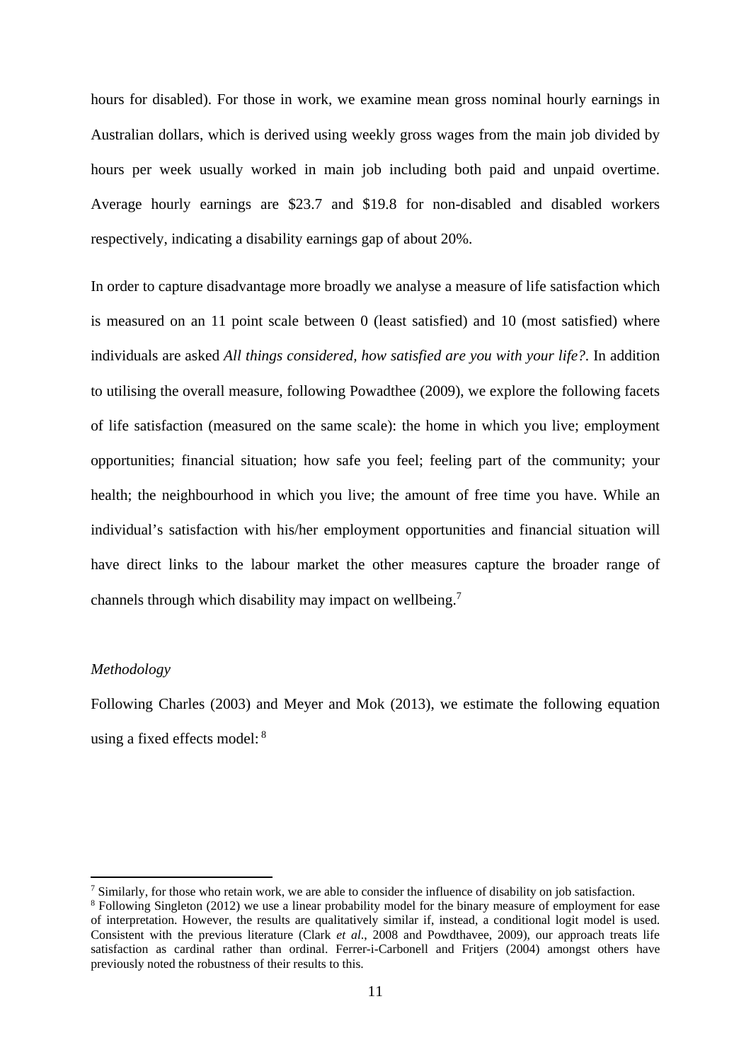hours for disabled). For those in work, we examine mean gross nominal hourly earnings in Australian dollars, which is derived using weekly gross wages from the main job divided by hours per week usually worked in main job including both paid and unpaid overtime. Average hourly earnings are $23.7 and $19.8 for non-disabled and disabled workers respectively, indicating a disability earnings gap of about 20%.

In order to capture disadvantage more broadly we analyse a measure of life satisfaction which is measured on an 11 point scale between 0 (least satisfied) and 10 (most satisfied) where individuals are asked *All things considered, how satisfied are you with your life?*. In addition to utilising the overall measure, following Powadthee (2009), we explore the following facets of life satisfaction (measured on the same scale): the home in which you live; employment opportunities; financial situation; how safe you feel; feeling part of the community; your health; the neighbourhood in which you live; the amount of free time you have. While an individual's satisfaction with his/her employment opportunities and financial situation will have direct links to the labour market the other measures capture the broader range of channels through which disability may impact on wellbeing.[7]

*Methodology*

Following Charles (2003) and Meyer and Mok (2013), we estimate the following equation using a fixed effects model: [8]

---

[7] Similarly, for those who retain work, we are able to consider the influence of disability on job satisfaction.

[8] Following Singleton (2012) we use a linear probability model for the binary measure of employment for ease of interpretation. However, the results are qualitatively similar if, instead, a conditional logit model is used. Consistent with the previous literature (Clark *et al*., 2008 and Powdthavee, 2009), our approach treats life satisfaction as cardinal rather than ordinal. Ferrer-i-Carbonell and Fritjers (2004) amongst others have previously noted the robustness of their results to this.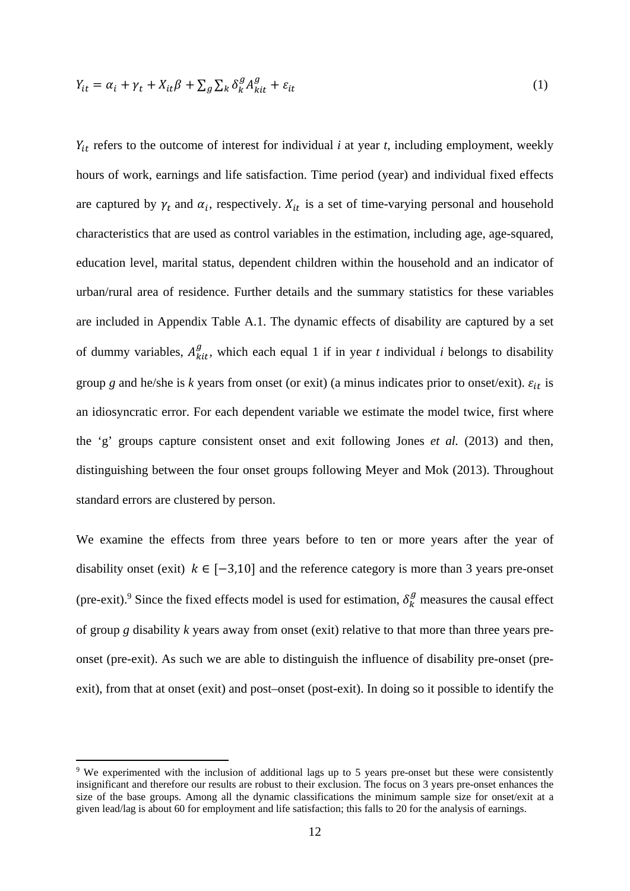$$Y_{it} = \alpha_i + \gamma_t + X_{it}\beta + \sum_g \sum_k \delta_k^g A_{kit}^g + \varepsilon_{it} \tag{1}$$

$Y_{it}$ refers to the outcome of interest for individual *i* at year *t*, including employment, weekly hours of work, earnings and life satisfaction. Time period (year) and individual fixed effects are captured by $\gamma_t$ and $\alpha_i$, respectively. $X_{it}$ is a set of time-varying personal and household characteristics that are used as control variables in the estimation, including age, age-squared, education level, marital status, dependent children within the household and an indicator of urban/rural area of residence. Further details and the summary statistics for these variables are included in Appendix Table A.1. The dynamic effects of disability are captured by a set of dummy variables, $A_{kit}^g$, which each equal 1 if in year *t* individual *i* belongs to disability group *g* and he/she is *k* years from onset (or exit) (a minus indicates prior to onset/exit). $\varepsilon_{it}$ is an idiosyncratic error. For each dependent variable we estimate the model twice, first where the 'g' groups capture consistent onset and exit following Jones *et al.* (2013) and then, distinguishing between the four onset groups following Meyer and Mok (2013). Throughout standard errors are clustered by person.

We examine the effects from three years before to ten or more years after the year of disability onset (exit) $k \in [-3,10]$ and the reference category is more than 3 years pre-onset (pre-exit).[9] Since the fixed effects model is used for estimation, $\delta_k^g$ measures the causal effect of group *g* disability *k* years away from onset (exit) relative to that more than three years pre-onset (pre-exit). As such we are able to distinguish the influence of disability pre-onset (pre-exit), from that at onset (exit) and post–onset (post-exit). In doing so it possible to identify the

[9] We experimented with the inclusion of additional lags up to 5 years pre-onset but these were consistently insignificant and therefore our results are robust to their exclusion. The focus on 3 years pre-onset enhances the size of the base groups. Among all the dynamic classifications the minimum sample size for onset/exit at a given lead/lag is about 60 for employment and life satisfaction; this falls to 20 for the analysis of earnings.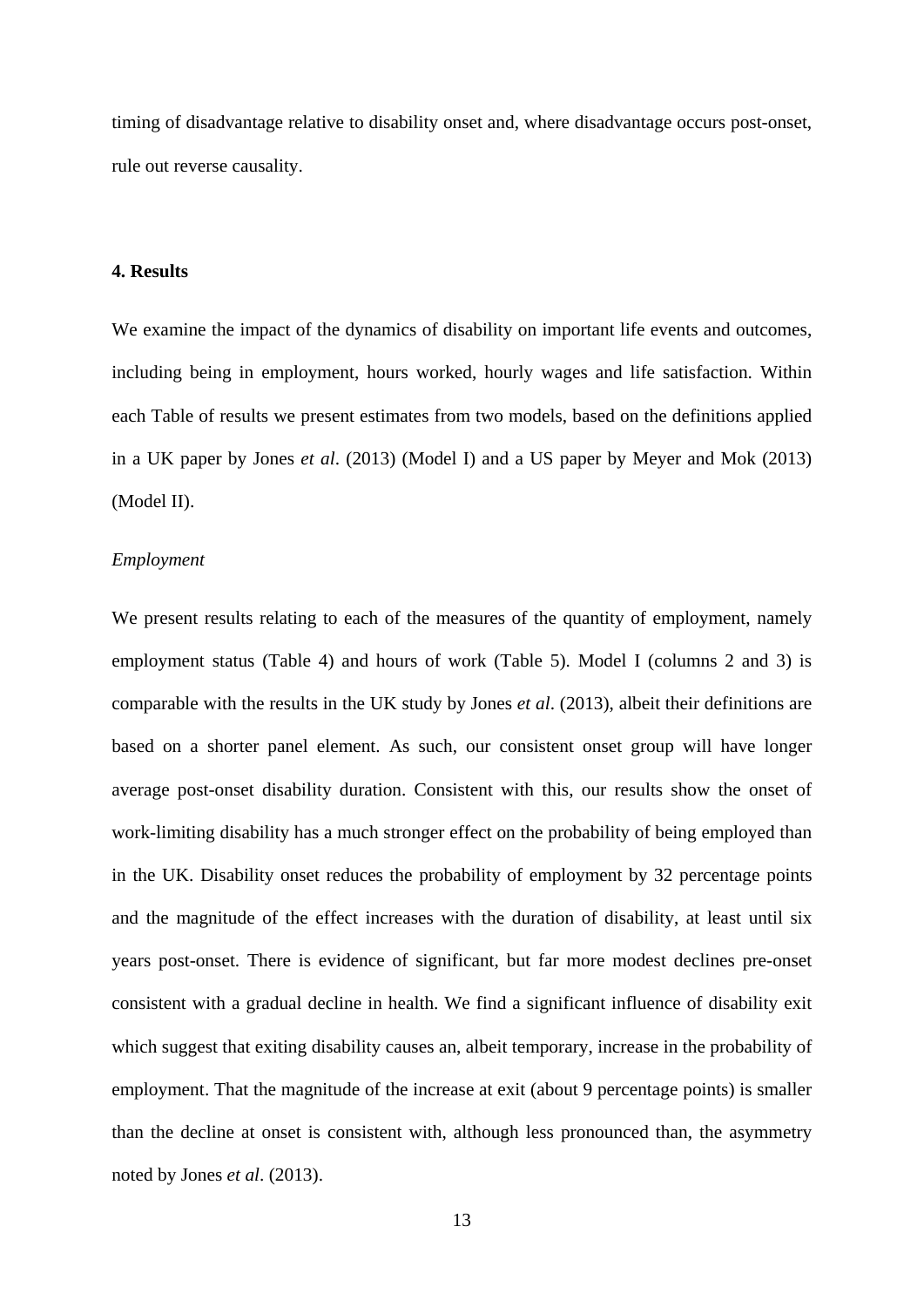timing of disadvantage relative to disability onset and, where disadvantage occurs post-onset, rule out reverse causality.

## 4. Results

We examine the impact of the dynamics of disability on important life events and outcomes, including being in employment, hours worked, hourly wages and life satisfaction. Within each Table of results we present estimates from two models, based on the definitions applied in a UK paper by Jones *et al*. (2013) (Model I) and a US paper by Meyer and Mok (2013) (Model II).

*Employment*

We present results relating to each of the measures of the quantity of employment, namely employment status (Table 4) and hours of work (Table 5). Model I (columns 2 and 3) is comparable with the results in the UK study by Jones *et al*. (2013), albeit their definitions are based on a shorter panel element. As such, our consistent onset group will have longer average post-onset disability duration. Consistent with this, our results show the onset of work-limiting disability has a much stronger effect on the probability of being employed than in the UK. Disability onset reduces the probability of employment by 32 percentage points and the magnitude of the effect increases with the duration of disability, at least until six years post-onset. There is evidence of significant, but far more modest declines pre-onset consistent with a gradual decline in health. We find a significant influence of disability exit which suggest that exiting disability causes an, albeit temporary, increase in the probability of employment. That the magnitude of the increase at exit (about 9 percentage points) is smaller than the decline at onset is consistent with, although less pronounced than, the asymmetry noted by Jones *et al*. (2013).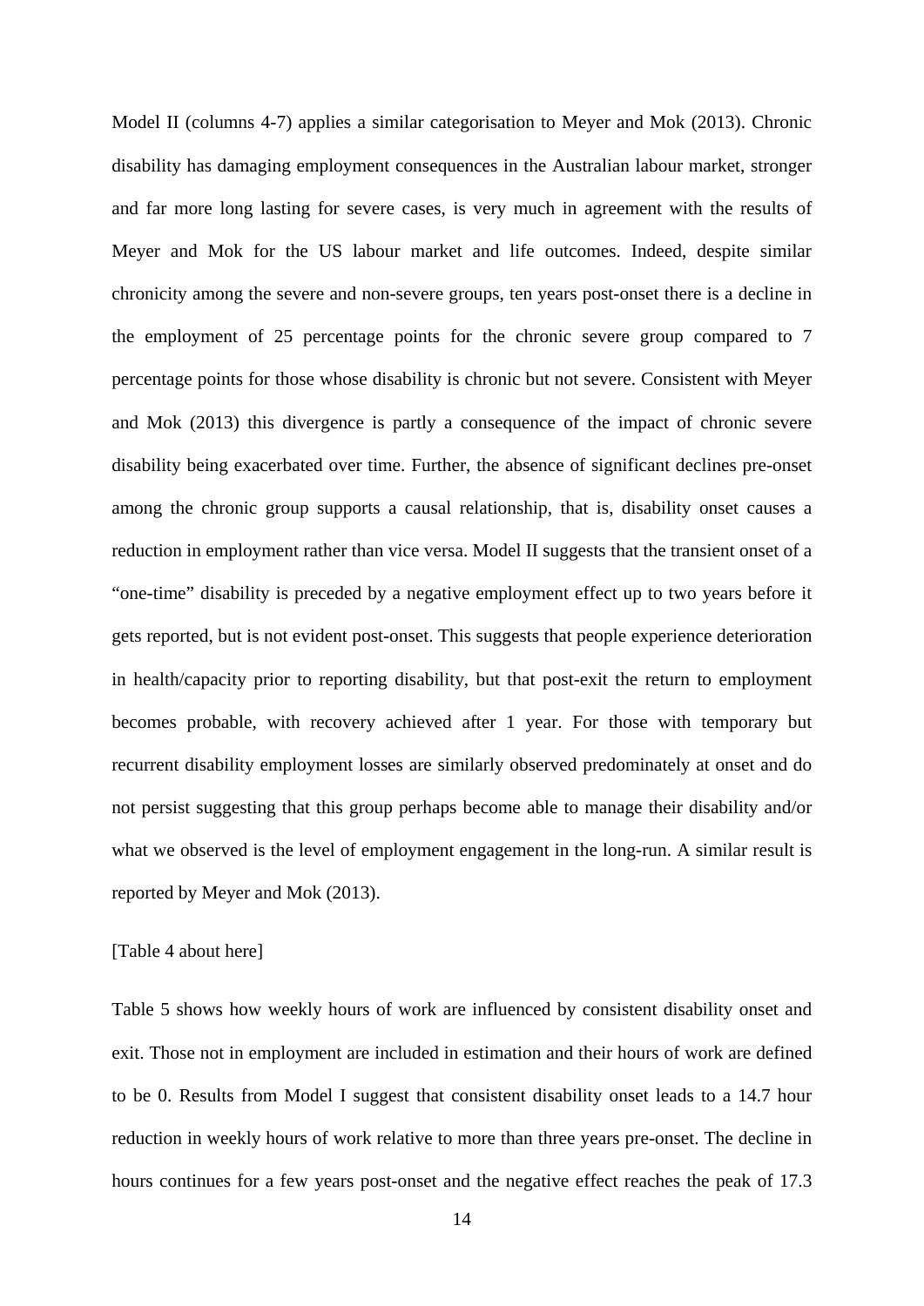Model II (columns 4-7) applies a similar categorisation to Meyer and Mok (2013). Chronic disability has damaging employment consequences in the Australian labour market, stronger and far more long lasting for severe cases, is very much in agreement with the results of Meyer and Mok for the US labour market and life outcomes. Indeed, despite similar chronicity among the severe and non-severe groups, ten years post-onset there is a decline in the employment of 25 percentage points for the chronic severe group compared to 7 percentage points for those whose disability is chronic but not severe. Consistent with Meyer and Mok (2013) this divergence is partly a consequence of the impact of chronic severe disability being exacerbated over time. Further, the absence of significant declines pre-onset among the chronic group supports a causal relationship, that is, disability onset causes a reduction in employment rather than vice versa. Model II suggests that the transient onset of a "one-time" disability is preceded by a negative employment effect up to two years before it gets reported, but is not evident post-onset. This suggests that people experience deterioration in health/capacity prior to reporting disability, but that post-exit the return to employment becomes probable, with recovery achieved after 1 year. For those with temporary but recurrent disability employment losses are similarly observed predominately at onset and do not persist suggesting that this group perhaps become able to manage their disability and/or what we observed is the level of employment engagement in the long-run. A similar result is reported by Meyer and Mok (2013).

[Table 4 about here]

Table 5 shows how weekly hours of work are influenced by consistent disability onset and exit. Those not in employment are included in estimation and their hours of work are defined to be 0. Results from Model I suggest that consistent disability onset leads to a 14.7 hour reduction in weekly hours of work relative to more than three years pre-onset. The decline in hours continues for a few years post-onset and the negative effect reaches the peak of 17.3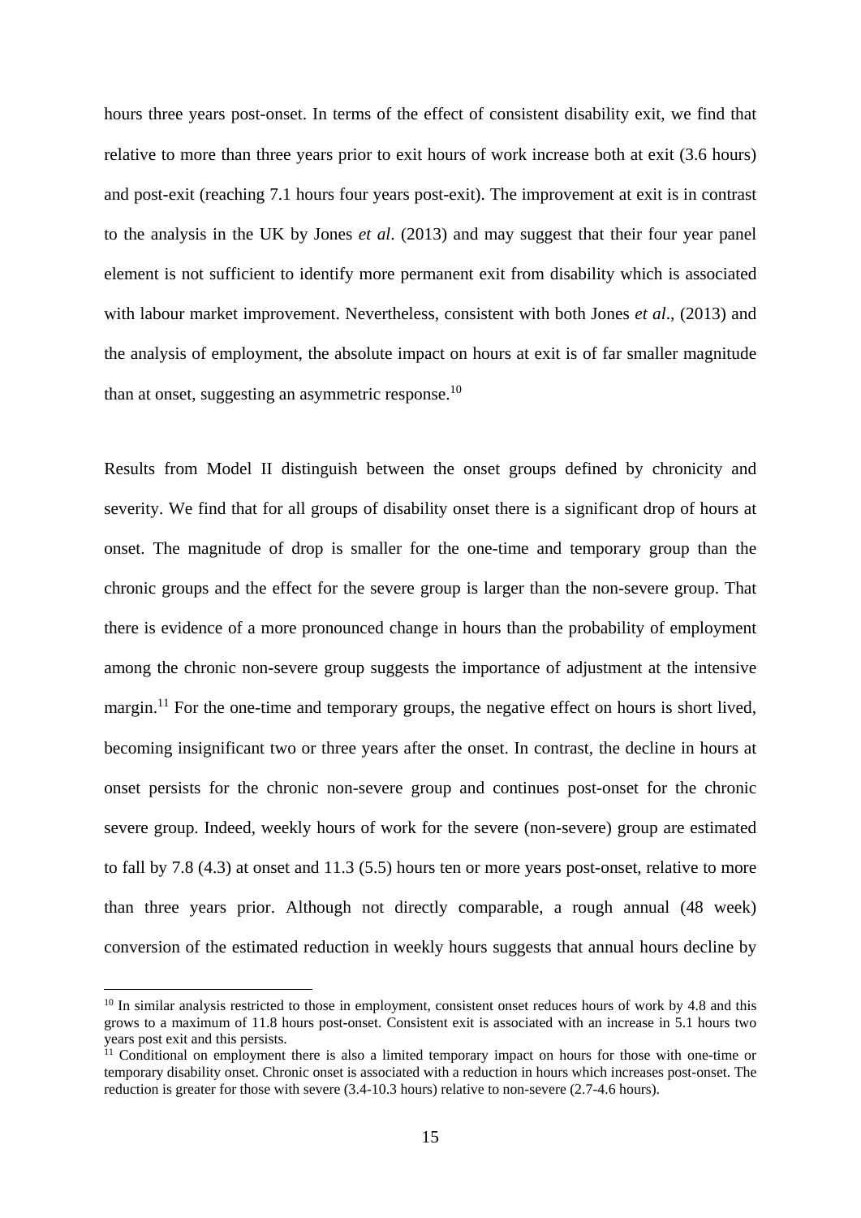hours three years post-onset. In terms of the effect of consistent disability exit, we find that relative to more than three years prior to exit hours of work increase both at exit (3.6 hours) and post-exit (reaching 7.1 hours four years post-exit). The improvement at exit is in contrast to the analysis in the UK by Jones *et al*. (2013) and may suggest that their four year panel element is not sufficient to identify more permanent exit from disability which is associated with labour market improvement. Nevertheless, consistent with both Jones *et al*., (2013) and the analysis of employment, the absolute impact on hours at exit is of far smaller magnitude than at onset, suggesting an asymmetric response.[10]

Results from Model II distinguish between the onset groups defined by chronicity and severity. We find that for all groups of disability onset there is a significant drop of hours at onset. The magnitude of drop is smaller for the one-time and temporary group than the chronic groups and the effect for the severe group is larger than the non-severe group. That there is evidence of a more pronounced change in hours than the probability of employment among the chronic non-severe group suggests the importance of adjustment at the intensive margin.[11] For the one-time and temporary groups, the negative effect on hours is short lived, becoming insignificant two or three years after the onset. In contrast, the decline in hours at onset persists for the chronic non-severe group and continues post-onset for the chronic severe group. Indeed, weekly hours of work for the severe (non-severe) group are estimated to fall by 7.8 (4.3) at onset and 11.3 (5.5) hours ten or more years post-onset, relative to more than three years prior. Although not directly comparable, a rough annual (48 week) conversion of the estimated reduction in weekly hours suggests that annual hours decline by

[10] In similar analysis restricted to those in employment, consistent onset reduces hours of work by 4.8 and this grows to a maximum of 11.8 hours post-onset. Consistent exit is associated with an increase in 5.1 hours two years post exit and this persists.

[11] Conditional on employment there is also a limited temporary impact on hours for those with one-time or temporary disability onset. Chronic onset is associated with a reduction in hours which increases post-onset. The reduction is greater for those with severe (3.4-10.3 hours) relative to non-severe (2.7-4.6 hours).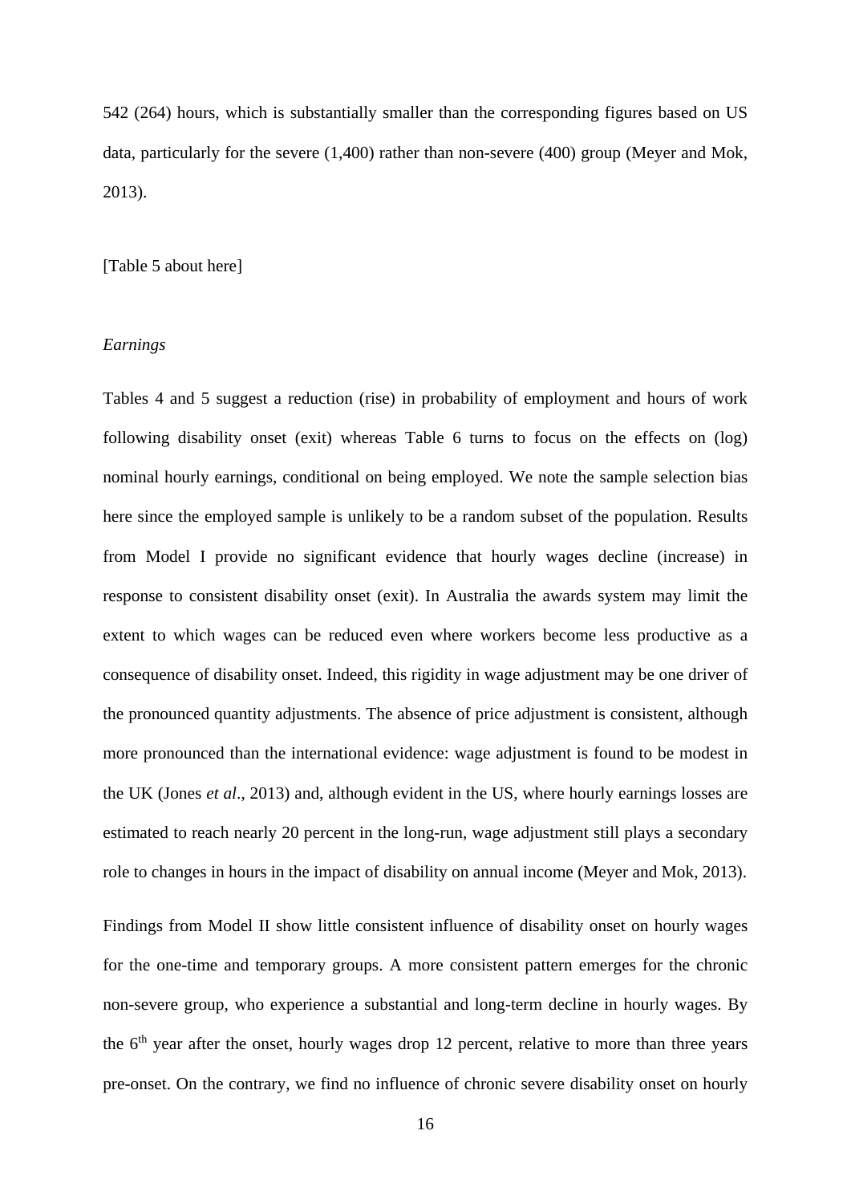542 (264) hours, which is substantially smaller than the corresponding figures based on US data, particularly for the severe (1,400) rather than non-severe (400) group (Meyer and Mok, 2013).

[Table 5 about here]

*Earnings*

Tables 4 and 5 suggest a reduction (rise) in probability of employment and hours of work following disability onset (exit) whereas Table 6 turns to focus on the effects on (log) nominal hourly earnings, conditional on being employed. We note the sample selection bias here since the employed sample is unlikely to be a random subset of the population. Results from Model I provide no significant evidence that hourly wages decline (increase) in response to consistent disability onset (exit). In Australia the awards system may limit the extent to which wages can be reduced even where workers become less productive as a consequence of disability onset. Indeed, this rigidity in wage adjustment may be one driver of the pronounced quantity adjustments. The absence of price adjustment is consistent, although more pronounced than the international evidence: wage adjustment is found to be modest in the UK (Jones *et al*., 2013) and, although evident in the US, where hourly earnings losses are estimated to reach nearly 20 percent in the long-run, wage adjustment still plays a secondary role to changes in hours in the impact of disability on annual income (Meyer and Mok, 2013).

Findings from Model II show little consistent influence of disability onset on hourly wages for the one-time and temporary groups. A more consistent pattern emerges for the chronic non-severe group, who experience a substantial and long-term decline in hourly wages. By the 6th year after the onset, hourly wages drop 12 percent, relative to more than three years pre-onset. On the contrary, we find no influence of chronic severe disability onset on hourly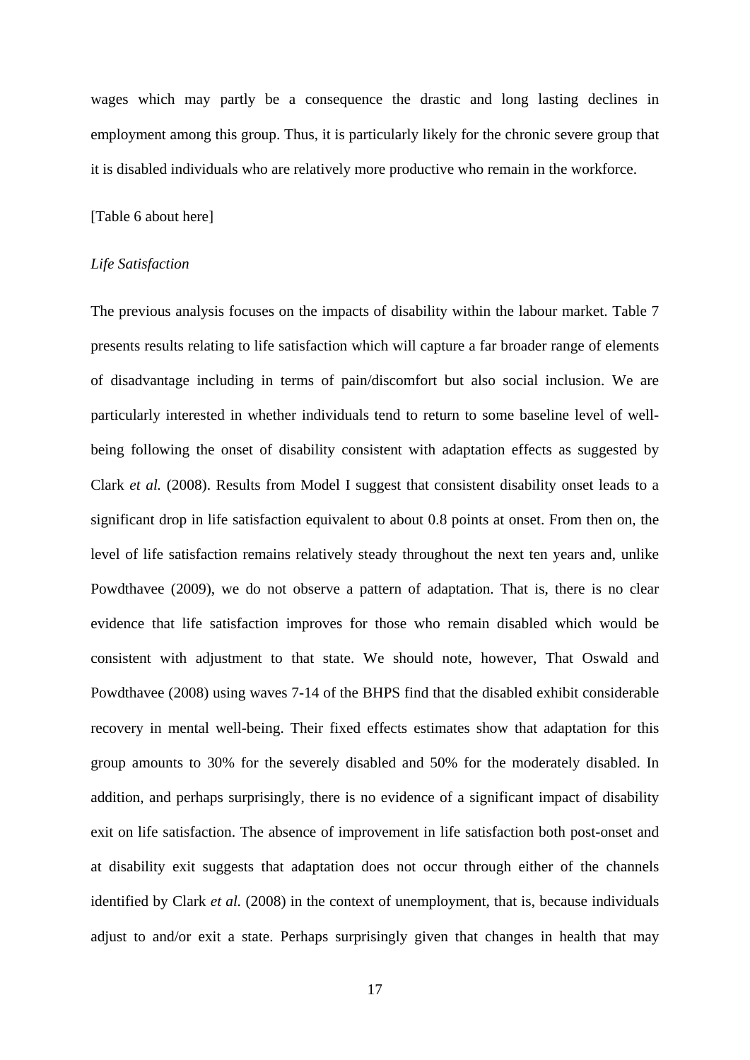wages which may partly be a consequence the drastic and long lasting declines in employment among this group. Thus, it is particularly likely for the chronic severe group that it is disabled individuals who are relatively more productive who remain in the workforce.

[Table 6 about here]

*Life Satisfaction*

The previous analysis focuses on the impacts of disability within the labour market. Table 7 presents results relating to life satisfaction which will capture a far broader range of elements of disadvantage including in terms of pain/discomfort but also social inclusion. We are particularly interested in whether individuals tend to return to some baseline level of well-being following the onset of disability consistent with adaptation effects as suggested by Clark *et al.* (2008). Results from Model I suggest that consistent disability onset leads to a significant drop in life satisfaction equivalent to about 0.8 points at onset. From then on, the level of life satisfaction remains relatively steady throughout the next ten years and, unlike Powdthavee (2009), we do not observe a pattern of adaptation. That is, there is no clear evidence that life satisfaction improves for those who remain disabled which would be consistent with adjustment to that state. We should note, however, That Oswald and Powdthavee (2008) using waves 7-14 of the BHPS find that the disabled exhibit considerable recovery in mental well-being. Their fixed effects estimates show that adaptation for this group amounts to 30% for the severely disabled and 50% for the moderately disabled. In addition, and perhaps surprisingly, there is no evidence of a significant impact of disability exit on life satisfaction. The absence of improvement in life satisfaction both post-onset and at disability exit suggests that adaptation does not occur through either of the channels identified by Clark *et al.* (2008) in the context of unemployment, that is, because individuals adjust to and/or exit a state. Perhaps surprisingly given that changes in health that may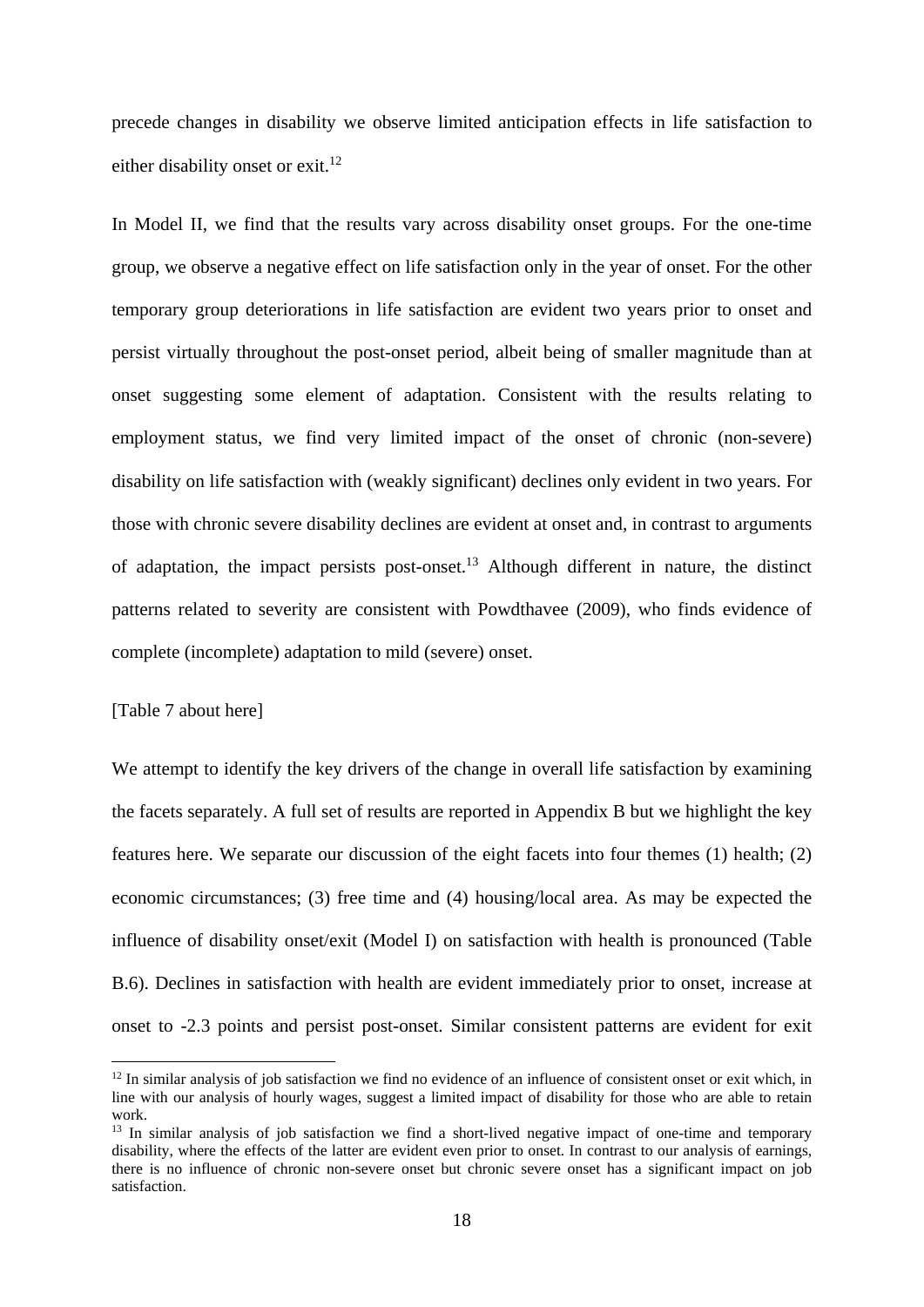precede changes in disability we observe limited anticipation effects in life satisfaction to either disability onset or exit.[12]

In Model II, we find that the results vary across disability onset groups. For the one-time group, we observe a negative effect on life satisfaction only in the year of onset. For the other temporary group deteriorations in life satisfaction are evident two years prior to onset and persist virtually throughout the post-onset period, albeit being of smaller magnitude than at onset suggesting some element of adaptation. Consistent with the results relating to employment status, we find very limited impact of the onset of chronic (non-severe) disability on life satisfaction with (weakly significant) declines only evident in two years. For those with chronic severe disability declines are evident at onset and, in contrast to arguments of adaptation, the impact persists post-onset.[13] Although different in nature, the distinct patterns related to severity are consistent with Powdthavee (2009), who finds evidence of complete (incomplete) adaptation to mild (severe) onset.

[Table 7 about here]

We attempt to identify the key drivers of the change in overall life satisfaction by examining the facets separately. A full set of results are reported in Appendix B but we highlight the key features here. We separate our discussion of the eight facets into four themes (1) health; (2) economic circumstances; (3) free time and (4) housing/local area. As may be expected the influence of disability onset/exit (Model I) on satisfaction with health is pronounced (Table B.6). Declines in satisfaction with health are evident immediately prior to onset, increase at onset to -2.3 points and persist post-onset. Similar consistent patterns are evident for exit

[12] In similar analysis of job satisfaction we find no evidence of an influence of consistent onset or exit which, in line with our analysis of hourly wages, suggest a limited impact of disability for those who are able to retain work.

[13] In similar analysis of job satisfaction we find a short-lived negative impact of one-time and temporary disability, where the effects of the latter are evident even prior to onset. In contrast to our analysis of earnings, there is no influence of chronic non-severe onset but chronic severe onset has a significant impact on job satisfaction.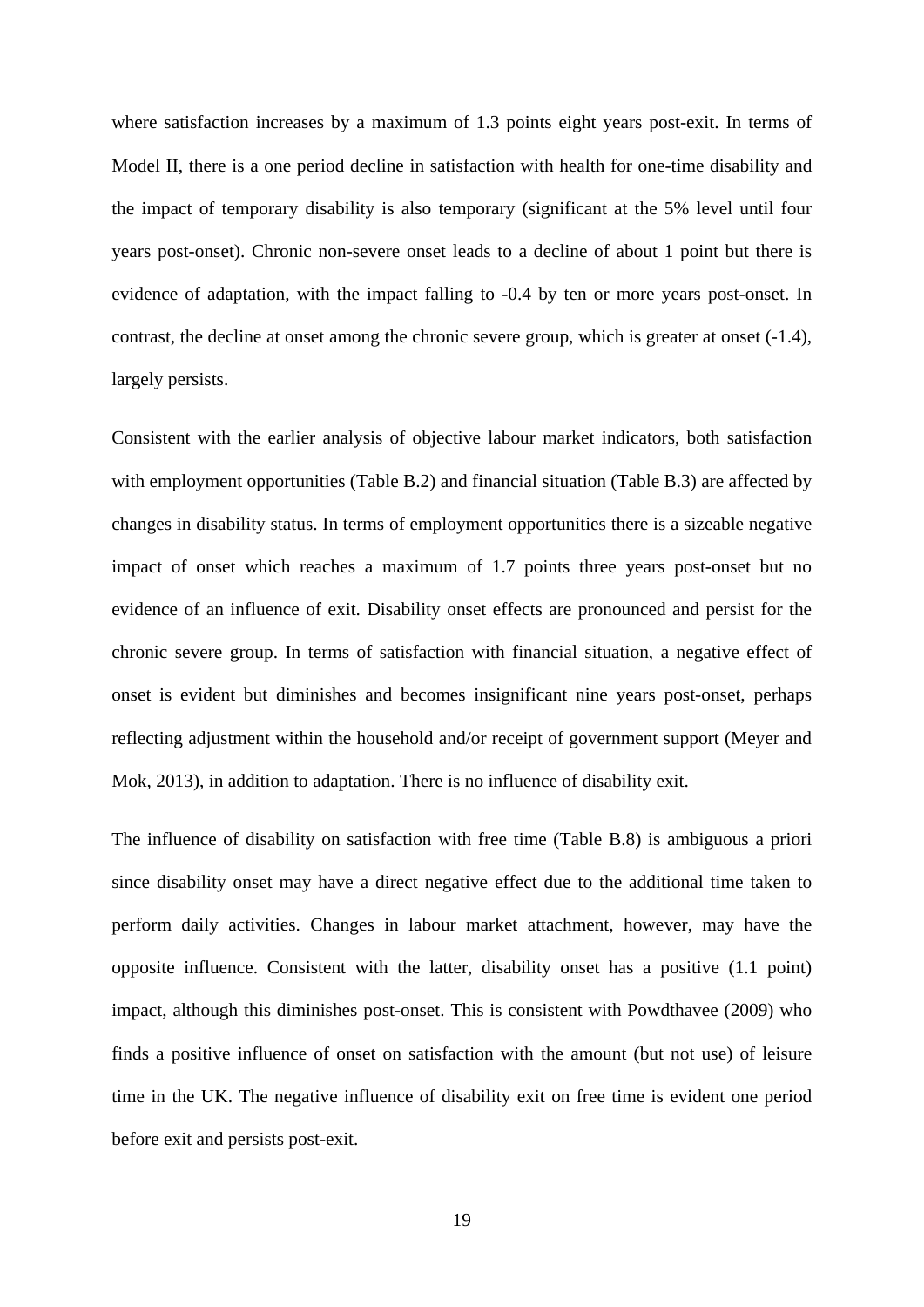where satisfaction increases by a maximum of 1.3 points eight years post-exit. In terms of Model II, there is a one period decline in satisfaction with health for one-time disability and the impact of temporary disability is also temporary (significant at the 5% level until four years post-onset). Chronic non-severe onset leads to a decline of about 1 point but there is evidence of adaptation, with the impact falling to -0.4 by ten or more years post-onset. In contrast, the decline at onset among the chronic severe group, which is greater at onset (-1.4), largely persists.

Consistent with the earlier analysis of objective labour market indicators, both satisfaction with employment opportunities (Table B.2) and financial situation (Table B.3) are affected by changes in disability status. In terms of employment opportunities there is a sizeable negative impact of onset which reaches a maximum of 1.7 points three years post-onset but no evidence of an influence of exit. Disability onset effects are pronounced and persist for the chronic severe group. In terms of satisfaction with financial situation, a negative effect of onset is evident but diminishes and becomes insignificant nine years post-onset, perhaps reflecting adjustment within the household and/or receipt of government support (Meyer and Mok, 2013), in addition to adaptation. There is no influence of disability exit.

The influence of disability on satisfaction with free time (Table B.8) is ambiguous a priori since disability onset may have a direct negative effect due to the additional time taken to perform daily activities. Changes in labour market attachment, however, may have the opposite influence. Consistent with the latter, disability onset has a positive (1.1 point) impact, although this diminishes post-onset. This is consistent with Powdthavee (2009) who finds a positive influence of onset on satisfaction with the amount (but not use) of leisure time in the UK. The negative influence of disability exit on free time is evident one period before exit and persists post-exit.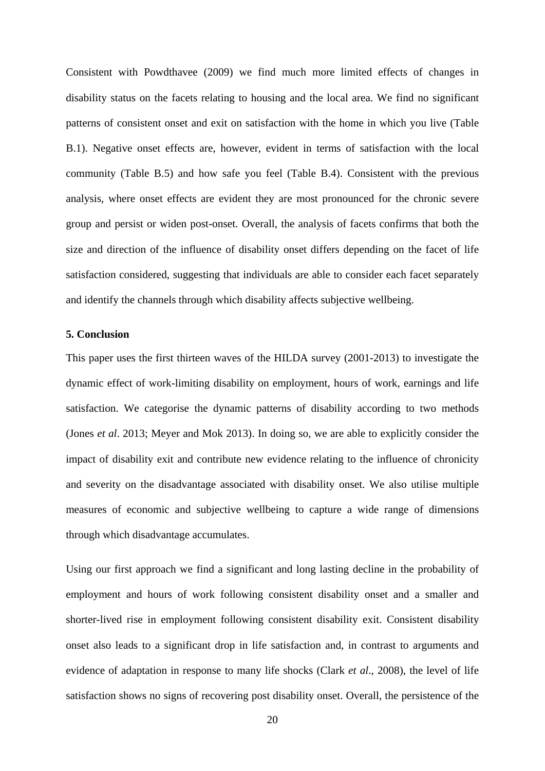Consistent with Powdthavee (2009) we find much more limited effects of changes in disability status on the facets relating to housing and the local area. We find no significant patterns of consistent onset and exit on satisfaction with the home in which you live (Table B.1). Negative onset effects are, however, evident in terms of satisfaction with the local community (Table B.5) and how safe you feel (Table B.4). Consistent with the previous analysis, where onset effects are evident they are most pronounced for the chronic severe group and persist or widen post-onset. Overall, the analysis of facets confirms that both the size and direction of the influence of disability onset differs depending on the facet of life satisfaction considered, suggesting that individuals are able to consider each facet separately and identify the channels through which disability affects subjective wellbeing.

## 5. Conclusion

This paper uses the first thirteen waves of the HILDA survey (2001-2013) to investigate the dynamic effect of work-limiting disability on employment, hours of work, earnings and life satisfaction. We categorise the dynamic patterns of disability according to two methods (Jones *et al*. 2013; Meyer and Mok 2013). In doing so, we are able to explicitly consider the impact of disability exit and contribute new evidence relating to the influence of chronicity and severity on the disadvantage associated with disability onset. We also utilise multiple measures of economic and subjective wellbeing to capture a wide range of dimensions through which disadvantage accumulates.

Using our first approach we find a significant and long lasting decline in the probability of employment and hours of work following consistent disability onset and a smaller and shorter-lived rise in employment following consistent disability exit. Consistent disability onset also leads to a significant drop in life satisfaction and, in contrast to arguments and evidence of adaptation in response to many life shocks (Clark *et al*., 2008), the level of life satisfaction shows no signs of recovering post disability onset. Overall, the persistence of the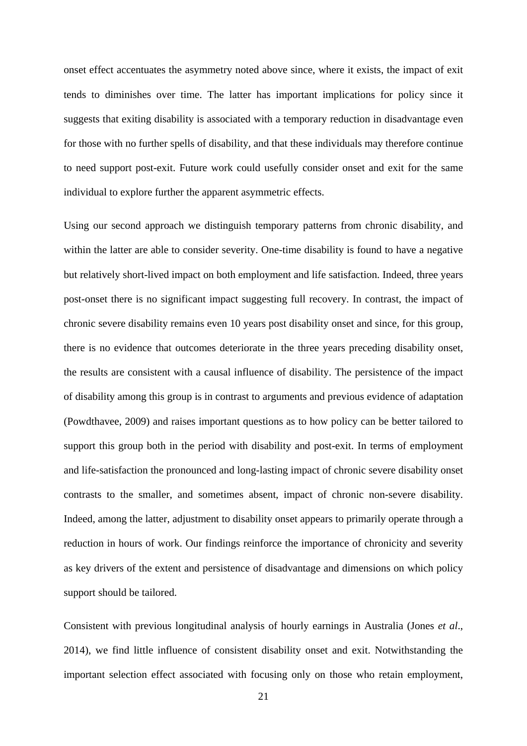onset effect accentuates the asymmetry noted above since, where it exists, the impact of exit tends to diminishes over time. The latter has important implications for policy since it suggests that exiting disability is associated with a temporary reduction in disadvantage even for those with no further spells of disability, and that these individuals may therefore continue to need support post-exit. Future work could usefully consider onset and exit for the same individual to explore further the apparent asymmetric effects.

Using our second approach we distinguish temporary patterns from chronic disability, and within the latter are able to consider severity. One-time disability is found to have a negative but relatively short-lived impact on both employment and life satisfaction. Indeed, three years post-onset there is no significant impact suggesting full recovery. In contrast, the impact of chronic severe disability remains even 10 years post disability onset and since, for this group, there is no evidence that outcomes deteriorate in the three years preceding disability onset, the results are consistent with a causal influence of disability. The persistence of the impact of disability among this group is in contrast to arguments and previous evidence of adaptation (Powdthavee, 2009) and raises important questions as to how policy can be better tailored to support this group both in the period with disability and post-exit. In terms of employment and life-satisfaction the pronounced and long-lasting impact of chronic severe disability onset contrasts to the smaller, and sometimes absent, impact of chronic non-severe disability. Indeed, among the latter, adjustment to disability onset appears to primarily operate through a reduction in hours of work. Our findings reinforce the importance of chronicity and severity as key drivers of the extent and persistence of disadvantage and dimensions on which policy support should be tailored.

Consistent with previous longitudinal analysis of hourly earnings in Australia (Jones *et al*., 2014), we find little influence of consistent disability onset and exit. Notwithstanding the important selection effect associated with focusing only on those who retain employment,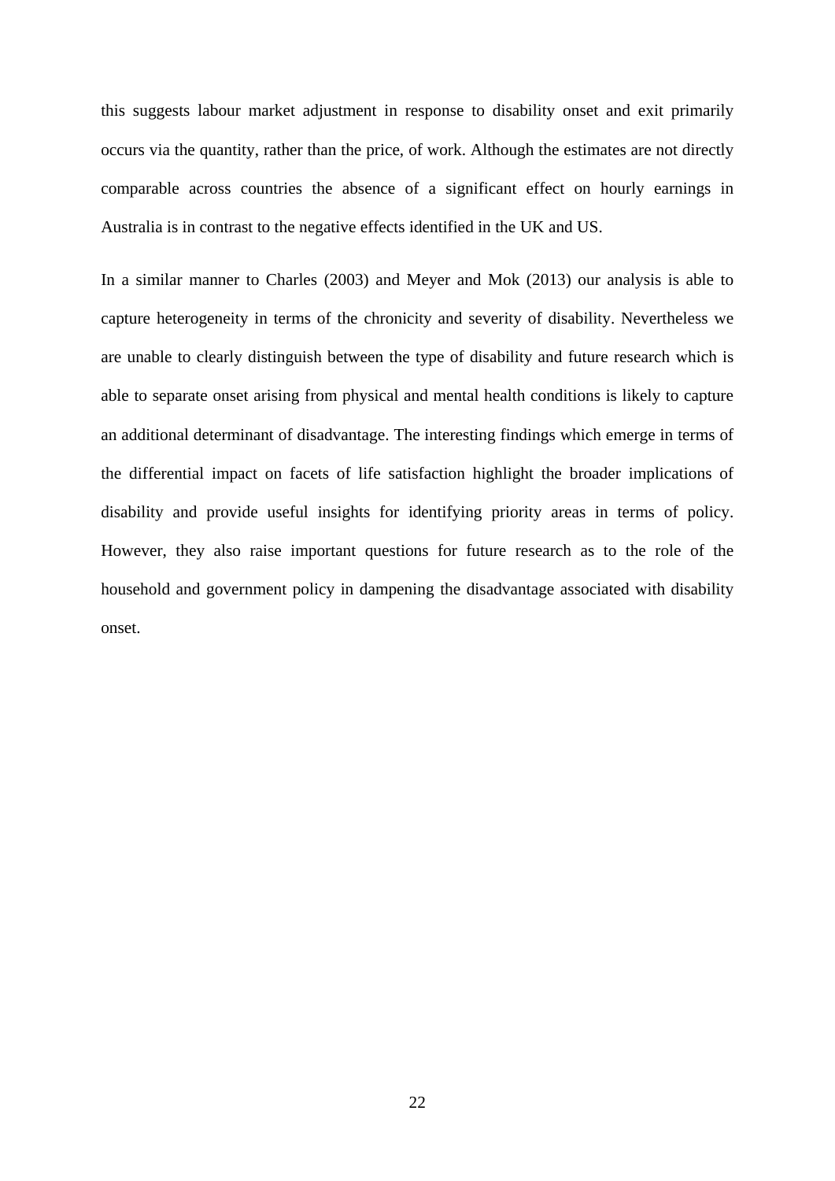this suggests labour market adjustment in response to disability onset and exit primarily occurs via the quantity, rather than the price, of work. Although the estimates are not directly comparable across countries the absence of a significant effect on hourly earnings in Australia is in contrast to the negative effects identified in the UK and US.

In a similar manner to Charles (2003) and Meyer and Mok (2013) our analysis is able to capture heterogeneity in terms of the chronicity and severity of disability. Nevertheless we are unable to clearly distinguish between the type of disability and future research which is able to separate onset arising from physical and mental health conditions is likely to capture an additional determinant of disadvantage. The interesting findings which emerge in terms of the differential impact on facets of life satisfaction highlight the broader implications of disability and provide useful insights for identifying priority areas in terms of policy. However, they also raise important questions for future research as to the role of the household and government policy in dampening the disadvantage associated with disability onset.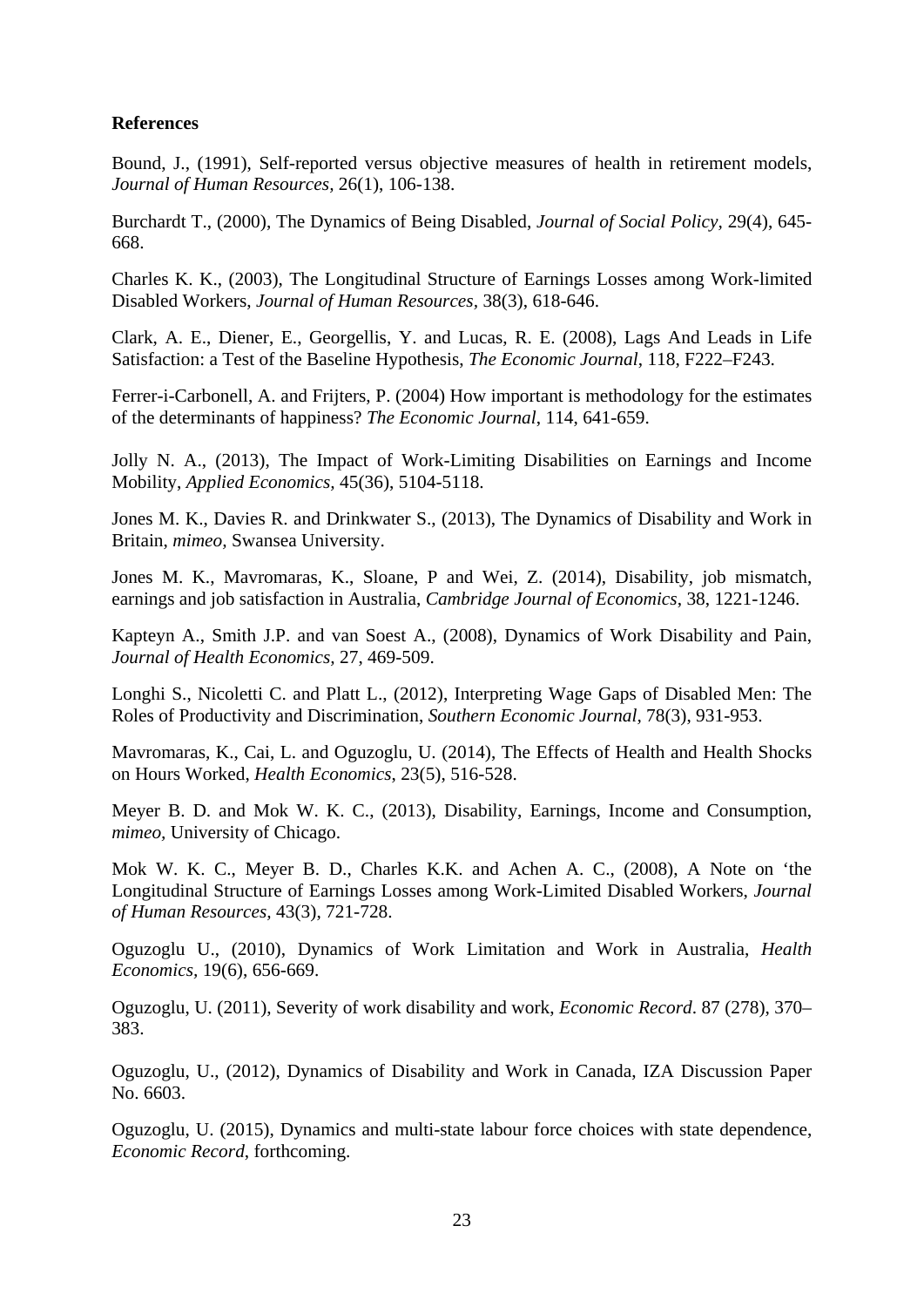**References**

Bound, J., (1991), Self-reported versus objective measures of health in retirement models, *Journal of Human Resources*, 26(1), 106-138.

Burchardt T., (2000), The Dynamics of Being Disabled, *Journal of Social Policy*, 29(4), 645-668.

Charles K. K., (2003), The Longitudinal Structure of Earnings Losses among Work-limited Disabled Workers, *Journal of Human Resources*, 38(3), 618-646.

Clark, A. E., Diener, E., Georgellis, Y. and Lucas, R. E. (2008), Lags And Leads in Life Satisfaction: a Test of the Baseline Hypothesis, *The Economic Journal*, 118, F222–F243.

Ferrer-i-Carbonell, A. and Frijters, P. (2004) How important is methodology for the estimates of the determinants of happiness? *The Economic Journal*, 114, 641-659.

Jolly N. A., (2013), The Impact of Work-Limiting Disabilities on Earnings and Income Mobility, *Applied Economics,* 45(36), 5104-5118.

Jones M. K., Davies R. and Drinkwater S., (2013), The Dynamics of Disability and Work in Britain, *mimeo,* Swansea University.

Jones M. K., Mavromaras, K., Sloane, P and Wei, Z. (2014), Disability, job mismatch, earnings and job satisfaction in Australia, *Cambridge Journal of Economics*, 38, 1221-1246.

Kapteyn A., Smith J.P. and van Soest A., (2008), Dynamics of Work Disability and Pain, *Journal of Health Economics,* 27, 469-509.

Longhi S., Nicoletti C. and Platt L., (2012), Interpreting Wage Gaps of Disabled Men: The Roles of Productivity and Discrimination, *Southern Economic Journal,* 78(3), 931-953.

Mavromaras, K., Cai, L. and Oguzoglu, U. (2014), The Effects of Health and Health Shocks on Hours Worked, *Health Economics*, 23(5), 516-528.

Meyer B. D. and Mok W. K. C., (2013), Disability, Earnings, Income and Consumption, *mimeo,* University of Chicago.

Mok W. K. C., Meyer B. D., Charles K.K. and Achen A. C., (2008), A Note on 'the Longitudinal Structure of Earnings Losses among Work-Limited Disabled Workers, *Journal of Human Resources,* 43(3), 721-728.

Oguzoglu U., (2010), Dynamics of Work Limitation and Work in Australia, *Health Economics,* 19(6), 656-669.

Oguzoglu, U. (2011), Severity of work disability and work, *Economic Record*. 87 (278), 370–383.

Oguzoglu, U., (2012), Dynamics of Disability and Work in Canada, IZA Discussion Paper No. 6603.

Oguzoglu, U. (2015), Dynamics and multi-state labour force choices with state dependence, *Economic Record*, forthcoming.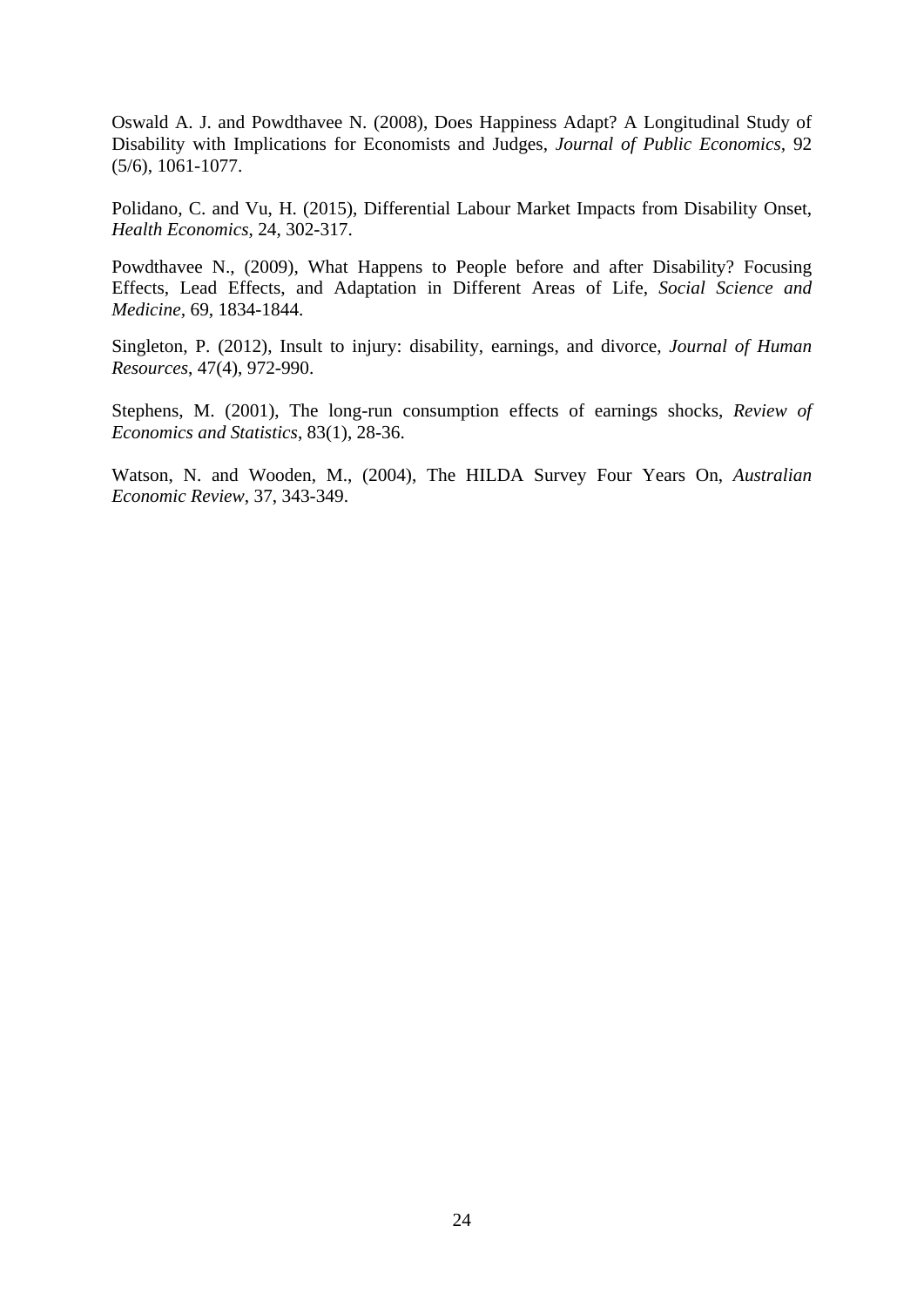Oswald A. J. and Powdthavee N. (2008), Does Happiness Adapt? A Longitudinal Study of Disability with Implications for Economists and Judges, *Journal of Public Economics*, 92 (5/6), 1061-1077.

Polidano, C. and Vu, H. (2015), Differential Labour Market Impacts from Disability Onset, *Health Economics*, 24, 302-317.

Powdthavee N., (2009), What Happens to People before and after Disability? Focusing Effects, Lead Effects, and Adaptation in Different Areas of Life, *Social Science and Medicine*, 69, 1834-1844.

Singleton, P. (2012), Insult to injury: disability, earnings, and divorce, *Journal of Human Resources*, 47(4), 972-990.

Stephens, M. (2001), The long-run consumption effects of earnings shocks, *Review of Economics and Statistics*, 83(1), 28-36.

Watson, N. and Wooden, M., (2004), The HILDA Survey Four Years On, *Australian Economic Review*, 37, 343-349.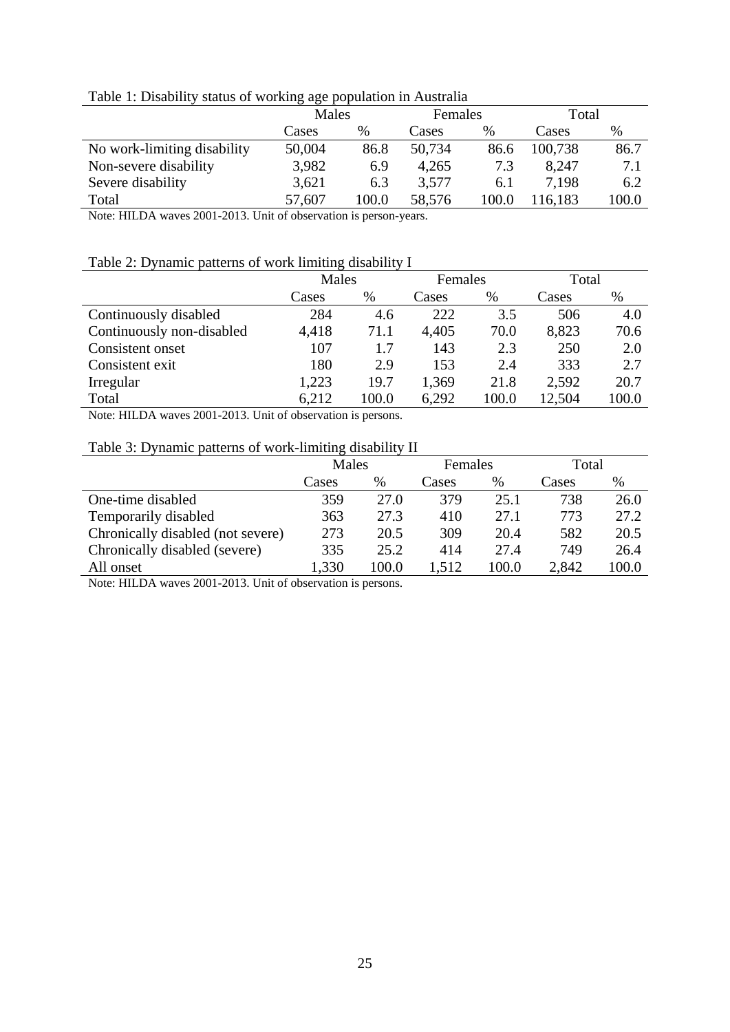Table 1: Disability status of working age population in Australia

| | Males | | Females | | Total | |
|---|---|---|---|---|---|---|
| | Cases | % | Cases | % | Cases | % |
| No work-limiting disability | 50,004 | 86.8 | 50,734 | 86.6 | 100,738 | 86.7 |
| Non-severe disability | 3,982 | 6.9 | 4,265 | 7.3 | 8,247 | 7.1 |
| Severe disability | 3,621 | 6.3 | 3,577 | 6.1 | 7,198 | 6.2 |
| Total | 57,607 | 100.0 | 58,576 | 100.0 | 116,183 | 100.0 |

Note: HILDA waves 2001-2013. Unit of observation is person-years.

Table 2: Dynamic patterns of work limiting disability I

| | Males | | Females | | Total | |
|---|---|---|---|---|---|---|
| | Cases | % | Cases | % | Cases | % |
| Continuously disabled | 284 | 4.6 | 222 | 3.5 | 506 | 4.0 |
| Continuously non-disabled | 4,418 | 71.1 | 4,405 | 70.0 | 8,823 | 70.6 |
| Consistent onset | 107 | 1.7 | 143 | 2.3 | 250 | 2.0 |
| Consistent exit | 180 | 2.9 | 153 | 2.4 | 333 | 2.7 |
| Irregular | 1,223 | 19.7 | 1,369 | 21.8 | 2,592 | 20.7 |
| Total | 6,212 | 100.0 | 6,292 | 100.0 | 12,504 | 100.0 |

Note: HILDA waves 2001-2013. Unit of observation is persons.

Table 3: Dynamic patterns of work-limiting disability II

| | Males | | Females | | Total | |
|---|---|---|---|---|---|---|
| | Cases | % | Cases | % | Cases | % |
| One-time disabled | 359 | 27.0 | 379 | 25.1 | 738 | 26.0 |
| Temporarily disabled | 363 | 27.3 | 410 | 27.1 | 773 | 27.2 |
| Chronically disabled (not severe) | 273 | 20.5 | 309 | 20.4 | 582 | 20.5 |
| Chronically disabled (severe) | 335 | 25.2 | 414 | 27.4 | 749 | 26.4 |
| All onset | 1,330 | 100.0 | 1,512 | 100.0 | 2,842 | 100.0 |

Note: HILDA waves 2001-2013. Unit of observation is persons.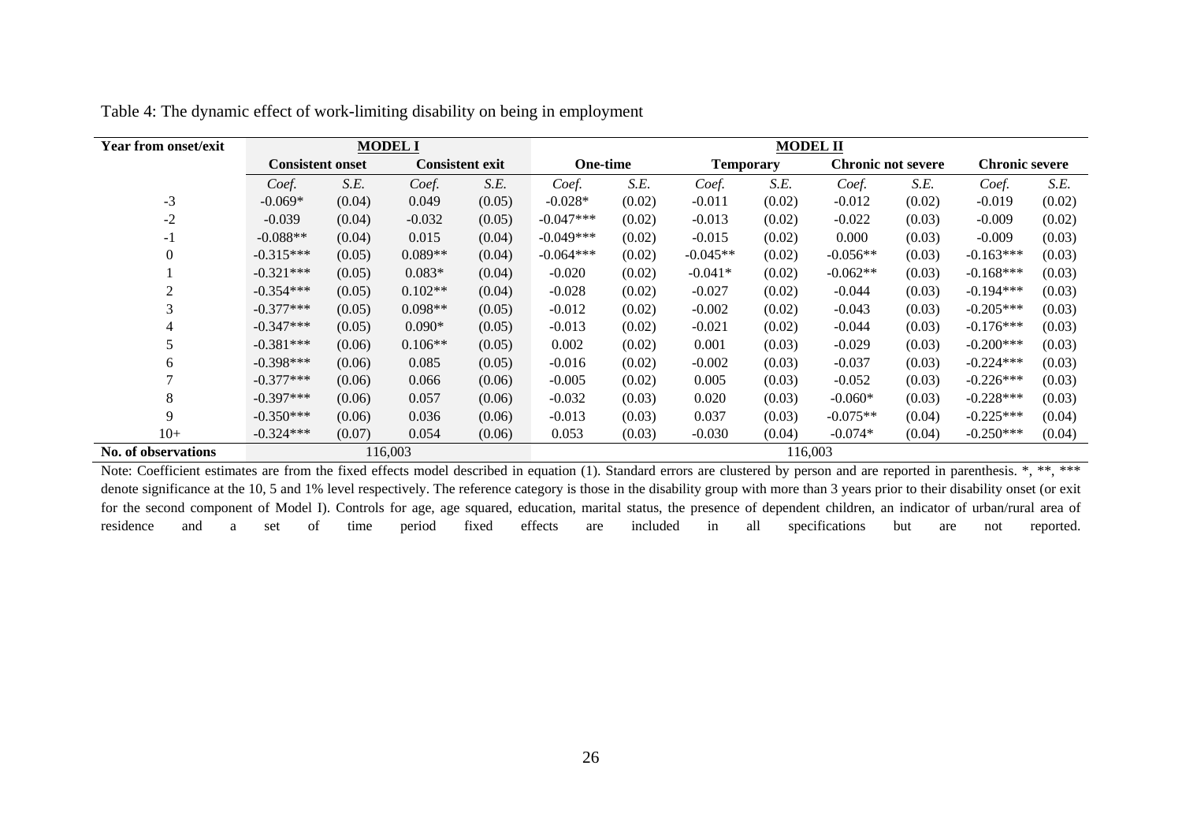Table 4: The dynamic effect of work-limiting disability on being in employment

| Year from onset/exit | MODEL I | | | | MODEL II | | | | | | | |
|---|---|---|---|---|---|---|---|---|---|---|---|---|
| | Consistent onset | | Consistent exit | | One-time | | Temporary | | Chronic not severe | | Chronic severe | |
| | *Coef.* | *S.E.* | *Coef.* | *S.E.* | *Coef.* | *S.E.* | *Coef.* | *S.E.* | *Coef.* | *S.E.* | *Coef.* | *S.E.* |
| -3 | -0.069* | (0.04) | 0.049 | (0.05) | -0.028* | (0.02) | -0.011 | (0.02) | -0.012 | (0.02) | -0.019 | (0.02) |
| -2 | -0.039 | (0.04) | -0.032 | (0.05) | -0.047*** | (0.02) | -0.013 | (0.02) | -0.022 | (0.03) | -0.009 | (0.02) |
| -1 | -0.088** | (0.04) | 0.015 | (0.04) | -0.049*** | (0.02) | -0.015 | (0.02) | 0.000 | (0.03) | -0.009 | (0.03) |
| 0 | -0.315*** | (0.05) | 0.089** | (0.04) | -0.064*** | (0.02) | -0.045** | (0.02) | -0.056** | (0.03) | -0.163*** | (0.03) |
| 1 | -0.321*** | (0.05) | 0.083* | (0.04) | -0.020 | (0.02) | -0.041* | (0.02) | -0.062** | (0.03) | -0.168*** | (0.03) |
| 2 | -0.354*** | (0.05) | 0.102** | (0.04) | -0.028 | (0.02) | -0.027 | (0.02) | -0.044 | (0.03) | -0.194*** | (0.03) |
| 3 | -0.377*** | (0.05) | 0.098** | (0.05) | -0.012 | (0.02) | -0.002 | (0.02) | -0.043 | (0.03) | -0.205*** | (0.03) |
| 4 | -0.347*** | (0.05) | 0.090* | (0.05) | -0.013 | (0.02) | -0.021 | (0.02) | -0.044 | (0.03) | -0.176*** | (0.03) |
| 5 | -0.381*** | (0.06) | 0.106** | (0.05) | 0.002 | (0.02) | 0.001 | (0.03) | -0.029 | (0.03) | -0.200*** | (0.03) |
| 6 | -0.398*** | (0.06) | 0.085 | (0.05) | -0.016 | (0.02) | -0.002 | (0.03) | -0.037 | (0.03) | -0.224*** | (0.03) |
| 7 | -0.377*** | (0.06) | 0.066 | (0.06) | -0.005 | (0.02) | 0.005 | (0.03) | -0.052 | (0.03) | -0.226*** | (0.03) |
| 8 | -0.397*** | (0.06) | 0.057 | (0.06) | -0.032 | (0.03) | 0.020 | (0.03) | -0.060* | (0.03) | -0.228*** | (0.03) |
| 9 | -0.350*** | (0.06) | 0.036 | (0.06) | -0.013 | (0.03) | 0.037 | (0.03) | -0.075** | (0.04) | -0.225*** | (0.04) |
| 10+ | -0.324*** | (0.07) | 0.054 | (0.06) | 0.053 | (0.03) | -0.030 | (0.04) | -0.074* | (0.04) | -0.250*** | (0.04) |
| **No. of observations** | 116,003 | | | | 116,003 | | | | | | | |

Note: Coefficient estimates are from the fixed effects model described in equation (1). Standard errors are clustered by person and are reported in parenthesis. *, **, *** denote significance at the 10, 5 and 1% level respectively. The reference category is those in the disability group with more than 3 years prior to their disability onset (or exit for the second component of Model I). Controls for age, age squared, education, marital status, the presence of dependent children, an indicator of urban/rural area of residence and a set of time period fixed effects are included in all specifications but are not reported.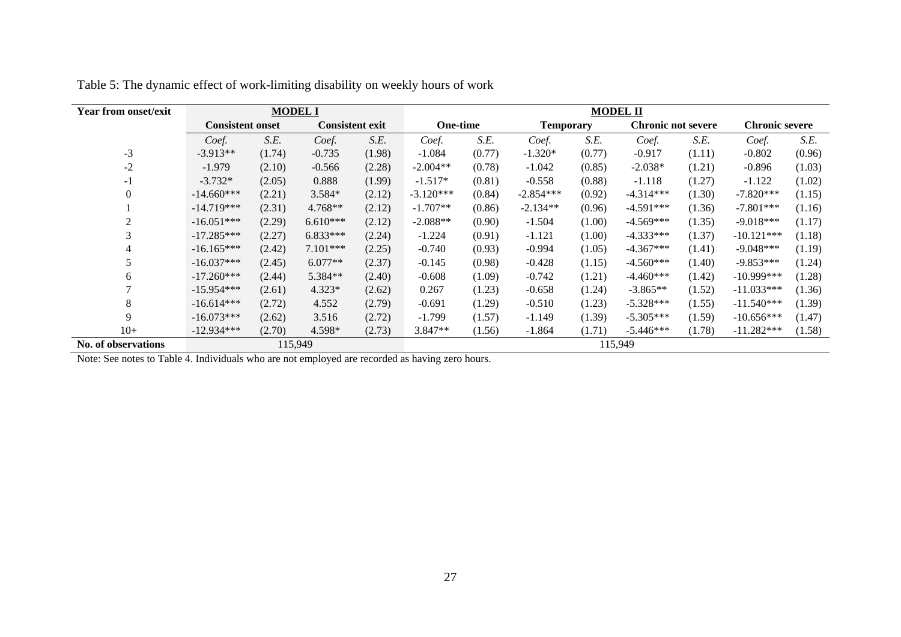Table 5: The dynamic effect of work-limiting disability on weekly hours of work

| Year from onset/exit | MODEL I | | | | MODEL II | | | | | | | |
|---|---|---|---|---|---|---|---|---|---|---|---|---|
| | Consistent onset | | Consistent exit | | One-time | | Temporary | | Chronic not severe | | Chronic severe | |
| | *Coef.* | *S.E.* | *Coef.* | *S.E.* | *Coef.* | *S.E.* | *Coef.* | *S.E.* | *Coef.* | *S.E.* | *Coef.* | *S.E.* |
| -3 | -3.913** | (1.74) | -0.735 | (1.98) | -1.084 | (0.77) | -1.320* | (0.77) | -0.917 | (1.11) | -0.802 | (0.96) |
| -2 | -1.979 | (2.10) | -0.566 | (2.28) | -2.004** | (0.78) | -1.042 | (0.85) | -2.038* | (1.21) | -0.896 | (1.03) |
| -1 | -3.732* | (2.05) | 0.888 | (1.99) | -1.517* | (0.81) | -0.558 | (0.88) | -1.118 | (1.27) | -1.122 | (1.02) |
| 0 | -14.660*** | (2.21) | 3.584* | (2.12) | -3.120*** | (0.84) | -2.854*** | (0.92) | -4.314*** | (1.30) | -7.820*** | (1.15) |
| 1 | -14.719*** | (2.31) | 4.768** | (2.12) | -1.707** | (0.86) | -2.134** | (0.96) | -4.591*** | (1.36) | -7.801*** | (1.16) |
| 2 | -16.051*** | (2.29) | 6.610*** | (2.12) | -2.088** | (0.90) | -1.504 | (1.00) | -4.569*** | (1.35) | -9.018*** | (1.17) |
| 3 | -17.285*** | (2.27) | 6.833*** | (2.24) | -1.224 | (0.91) | -1.121 | (1.00) | -4.333*** | (1.37) | -10.121*** | (1.18) |
| 4 | -16.165*** | (2.42) | 7.101*** | (2.25) | -0.740 | (0.93) | -0.994 | (1.05) | -4.367*** | (1.41) | -9.048*** | (1.19) |
| 5 | -16.037*** | (2.45) | 6.077** | (2.37) | -0.145 | (0.98) | -0.428 | (1.15) | -4.560*** | (1.40) | -9.853*** | (1.24) |
| 6 | -17.260*** | (2.44) | 5.384** | (2.40) | -0.608 | (1.09) | -0.742 | (1.21) | -4.460*** | (1.42) | -10.999*** | (1.28) |
| 7 | -15.954*** | (2.61) | 4.323* | (2.62) | 0.267 | (1.23) | -0.658 | (1.24) | -3.865** | (1.52) | -11.033*** | (1.36) |
| 8 | -16.614*** | (2.72) | 4.552 | (2.79) | -0.691 | (1.29) | -0.510 | (1.23) | -5.328*** | (1.55) | -11.540*** | (1.39) |
| 9 | -16.073*** | (2.62) | 3.516 | (2.72) | -1.799 | (1.57) | -1.149 | (1.39) | -5.305*** | (1.59) | -10.656*** | (1.47) |
| 10+ | -12.934*** | (2.70) | 4.598* | (2.73) | 3.847** | (1.56) | -1.864 | (1.71) | -5.446*** | (1.78) | -11.282*** | (1.58) |
| **No. of observations** | 115,949 | | | | 115,949 | | | | | | | |

Note: See notes to Table 4. Individuals who are not employed are recorded as having zero hours.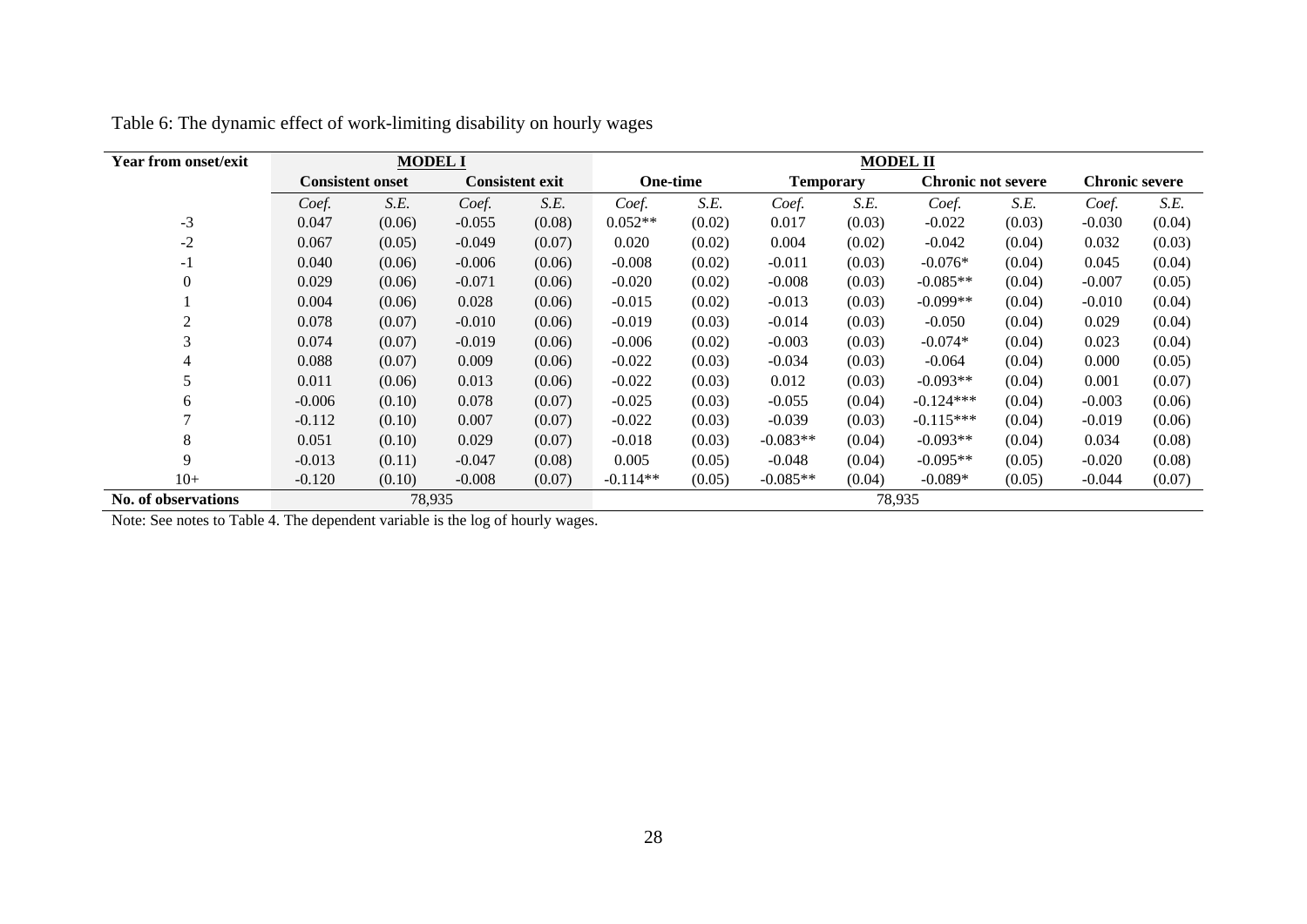Table 6: The dynamic effect of work-limiting disability on hourly wages

| Year from onset/exit | MODEL I | | | | MODEL II | | | | | | | |
|---|---|---|---|---|---|---|---|---|---|---|---|---|
| | Consistent onset | | Consistent exit | | One-time | | Temporary | | Chronic not severe | | Chronic severe | |
| | *Coef.* | *S.E.* | *Coef.* | *S.E.* | *Coef.* | *S.E.* | *Coef.* | *S.E.* | *Coef.* | *S.E.* | *Coef.* | *S.E.* |
| -3 | 0.047 | (0.06) | -0.055 | (0.08) | 0.052** | (0.02) | 0.017 | (0.03) | -0.022 | (0.03) | -0.030 | (0.04) |
| -2 | 0.067 | (0.05) | -0.049 | (0.07) | 0.020 | (0.02) | 0.004 | (0.02) | -0.042 | (0.04) | 0.032 | (0.03) |
| -1 | 0.040 | (0.06) | -0.006 | (0.06) | -0.008 | (0.02) | -0.011 | (0.03) | -0.076* | (0.04) | 0.045 | (0.04) |
| 0 | 0.029 | (0.06) | -0.071 | (0.06) | -0.020 | (0.02) | -0.008 | (0.03) | -0.085** | (0.04) | -0.007 | (0.05) |
| 1 | 0.004 | (0.06) | 0.028 | (0.06) | -0.015 | (0.02) | -0.013 | (0.03) | -0.099** | (0.04) | -0.010 | (0.04) |
| 2 | 0.078 | (0.07) | -0.010 | (0.06) | -0.019 | (0.03) | -0.014 | (0.03) | -0.050 | (0.04) | 0.029 | (0.04) |
| 3 | 0.074 | (0.07) | -0.019 | (0.06) | -0.006 | (0.02) | -0.003 | (0.03) | -0.074* | (0.04) | 0.023 | (0.04) |
| 4 | 0.088 | (0.07) | 0.009 | (0.06) | -0.022 | (0.03) | -0.034 | (0.03) | -0.064 | (0.04) | 0.000 | (0.05) |
| 5 | 0.011 | (0.06) | 0.013 | (0.06) | -0.022 | (0.03) | 0.012 | (0.03) | -0.093** | (0.04) | 0.001 | (0.07) |
| 6 | -0.006 | (0.10) | 0.078 | (0.07) | -0.025 | (0.03) | -0.055 | (0.04) | -0.124*** | (0.04) | -0.003 | (0.06) |
| 7 | -0.112 | (0.10) | 0.007 | (0.07) | -0.022 | (0.03) | -0.039 | (0.03) | -0.115*** | (0.04) | -0.019 | (0.06) |
| 8 | 0.051 | (0.10) | 0.029 | (0.07) | -0.018 | (0.03) | -0.083** | (0.04) | -0.093** | (0.04) | 0.034 | (0.08) |
| 9 | -0.013 | (0.11) | -0.047 | (0.08) | 0.005 | (0.05) | -0.048 | (0.04) | -0.095** | (0.05) | -0.020 | (0.08) |
| 10+ | -0.120 | (0.10) | -0.008 | (0.07) | -0.114** | (0.05) | -0.085** | (0.04) | -0.089* | (0.05) | -0.044 | (0.07) |
| **No. of observations** | 78,935 | | | | 78,935 | | | | | | | |

Note: See notes to Table 4. The dependent variable is the log of hourly wages.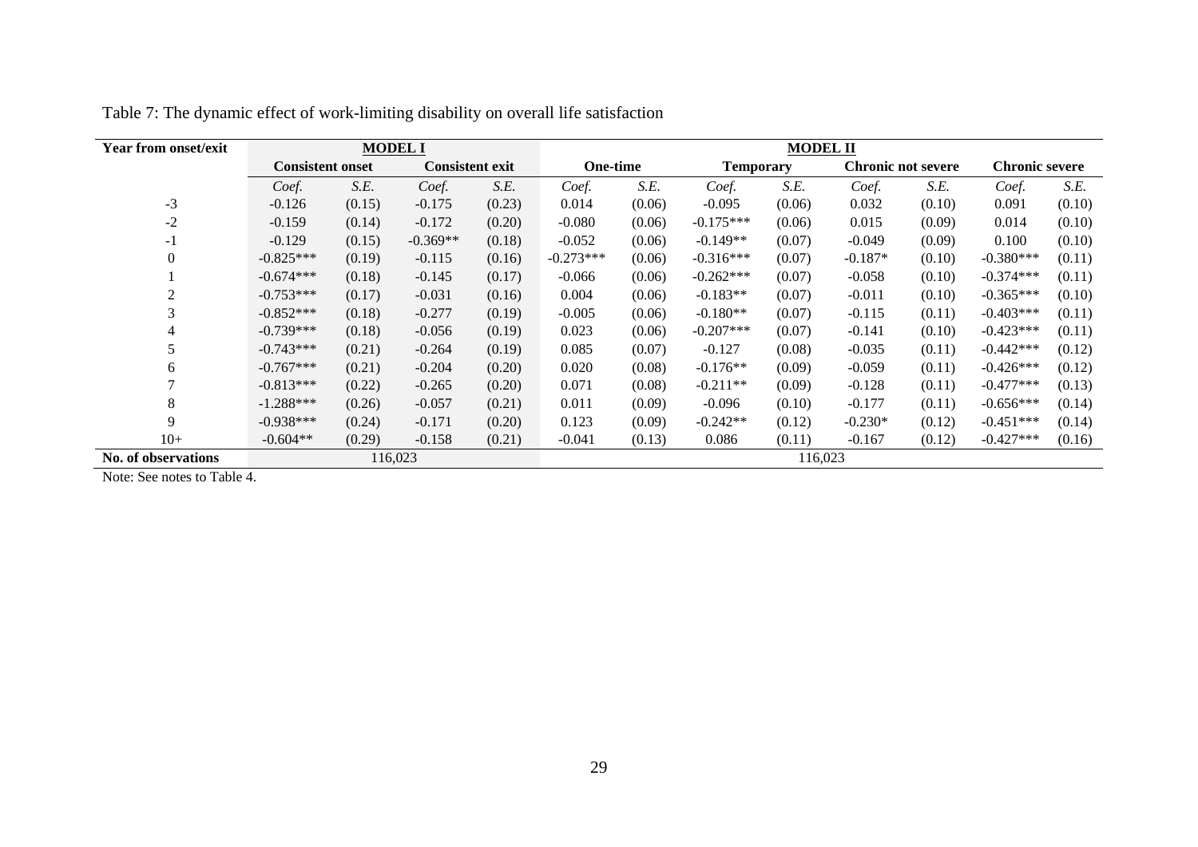Table 7: The dynamic effect of work-limiting disability on overall life satisfaction

| Year from onset/exit | MODEL I | | | | MODEL II | | | | | | | |
|---|---|---|---|---|---|---|---|---|---|---|---|---|
| | Consistent onset | | Consistent exit | | One-time | | Temporary | | Chronic not severe | | Chronic severe | |
| | *Coef.* | *S.E.* | *Coef.* | *S.E.* | *Coef.* | *S.E.* | *Coef.* | *S.E.* | *Coef.* | *S.E.* | *Coef.* | *S.E.* |
| -3 | -0.126 | (0.15) | -0.175 | (0.23) | 0.014 | (0.06) | -0.095 | (0.06) | 0.032 | (0.10) | 0.091 | (0.10) |
| -2 | -0.159 | (0.14) | -0.172 | (0.20) | -0.080 | (0.06) | -0.175*** | (0.06) | 0.015 | (0.09) | 0.014 | (0.10) |
| -1 | -0.129 | (0.15) | -0.369** | (0.18) | -0.052 | (0.06) | -0.149** | (0.07) | -0.049 | (0.09) | 0.100 | (0.10) |
| 0 | -0.825*** | (0.19) | -0.115 | (0.16) | -0.273*** | (0.06) | -0.316*** | (0.07) | -0.187* | (0.10) | -0.380*** | (0.11) |
| 1 | -0.674*** | (0.18) | -0.145 | (0.17) | -0.066 | (0.06) | -0.262*** | (0.07) | -0.058 | (0.10) | -0.374*** | (0.11) |
| 2 | -0.753*** | (0.17) | -0.031 | (0.16) | 0.004 | (0.06) | -0.183** | (0.07) | -0.011 | (0.10) | -0.365*** | (0.10) |
| 3 | -0.852*** | (0.18) | -0.277 | (0.19) | -0.005 | (0.06) | -0.180** | (0.07) | -0.115 | (0.11) | -0.403*** | (0.11) |
| 4 | -0.739*** | (0.18) | -0.056 | (0.19) | 0.023 | (0.06) | -0.207*** | (0.07) | -0.141 | (0.10) | -0.423*** | (0.11) |
| 5 | -0.743*** | (0.21) | -0.264 | (0.19) | 0.085 | (0.07) | -0.127 | (0.08) | -0.035 | (0.11) | -0.442*** | (0.12) |
| 6 | -0.767*** | (0.21) | -0.204 | (0.20) | 0.020 | (0.08) | -0.176** | (0.09) | -0.059 | (0.11) | -0.426*** | (0.12) |
| 7 | -0.813*** | (0.22) | -0.265 | (0.20) | 0.071 | (0.08) | -0.211** | (0.09) | -0.128 | (0.11) | -0.477*** | (0.13) |
| 8 | -1.288*** | (0.26) | -0.057 | (0.21) | 0.011 | (0.09) | -0.096 | (0.10) | -0.177 | (0.11) | -0.656*** | (0.14) |
| 9 | -0.938*** | (0.24) | -0.171 | (0.20) | 0.123 | (0.09) | -0.242** | (0.12) | -0.230* | (0.12) | -0.451*** | (0.14) |
| 10+ | -0.604** | (0.29) | -0.158 | (0.21) | -0.041 | (0.13) | 0.086 | (0.11) | -0.167 | (0.12) | -0.427*** | (0.16) |
| **No. of observations** | 116,023 | | | | 116,023 | | | | | | | |

Note: See notes to Table 4.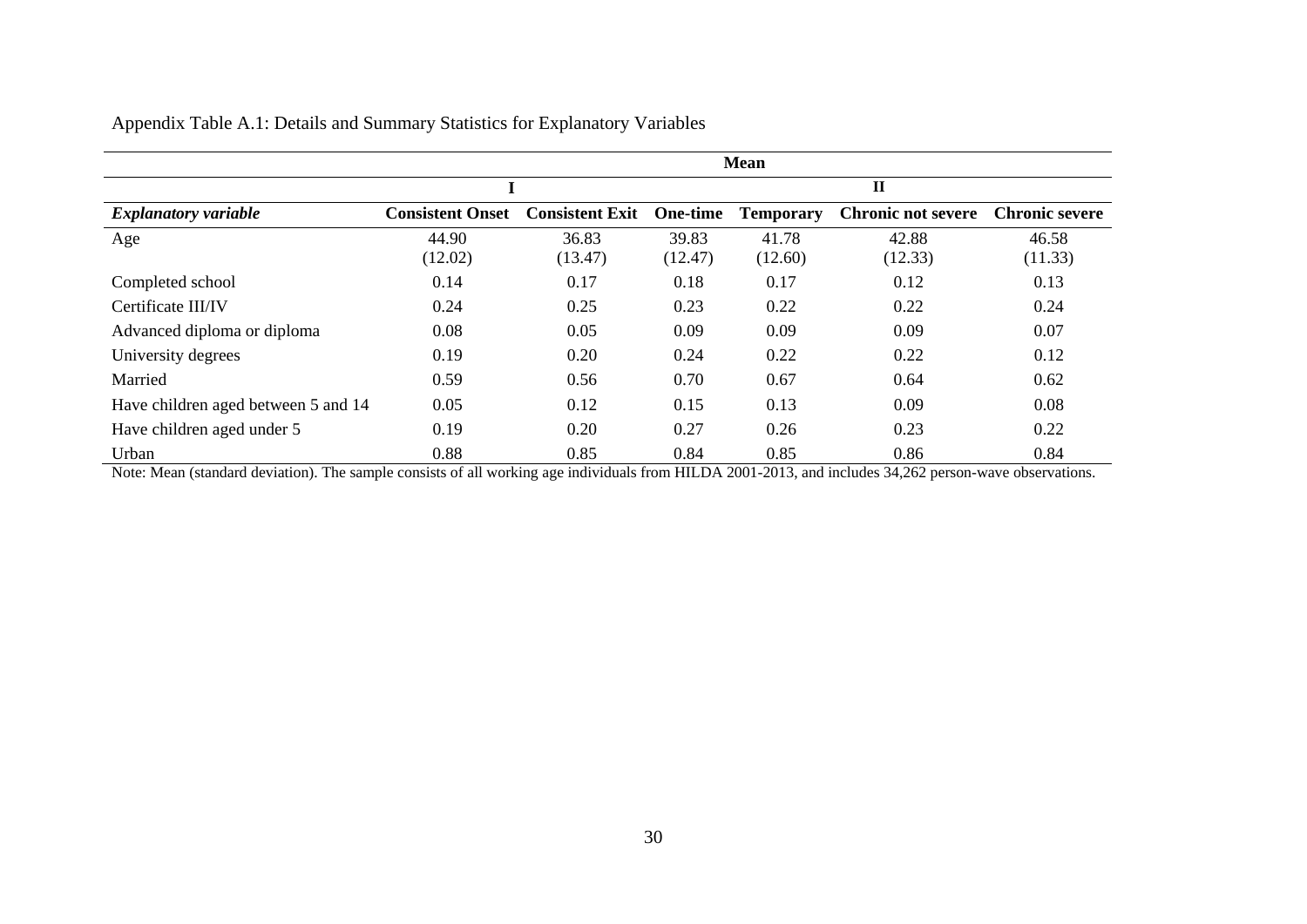Appendix Table A.1: Details and Summary Statistics for Explanatory Variables

| | Mean | | | | | |
|---|---|---|---|---|---|---|
| | I | | II | | | |
| ***Explanatory variable*** | **Consistent Onset** | **Consistent Exit** | **One-time** | **Temporary** | **Chronic not severe** | **Chronic severe** |
| Age | 44.90 (12.02) | 36.83 (13.47) | 39.83 (12.47) | 41.78 (12.60) | 42.88 (12.33) | 46.58 (11.33) |
| Completed school | 0.14 | 0.17 | 0.18 | 0.17 | 0.12 | 0.13 |
| Certificate III/IV | 0.24 | 0.25 | 0.23 | 0.22 | 0.22 | 0.24 |
| Advanced diploma or diploma | 0.08 | 0.05 | 0.09 | 0.09 | 0.09 | 0.07 |
| University degrees | 0.19 | 0.20 | 0.24 | 0.22 | 0.22 | 0.12 |
| Married | 0.59 | 0.56 | 0.70 | 0.67 | 0.64 | 0.62 |
| Have children aged between 5 and 14 | 0.05 | 0.12 | 0.15 | 0.13 | 0.09 | 0.08 |
| Have children aged under 5 | 0.19 | 0.20 | 0.27 | 0.26 | 0.23 | 0.22 |
| Urban | 0.88 | 0.85 | 0.84 | 0.85 | 0.86 | 0.84 |

Note: Mean (standard deviation). The sample consists of all working age individuals from HILDA 2001-2013, and includes 34,262 person-wave observations.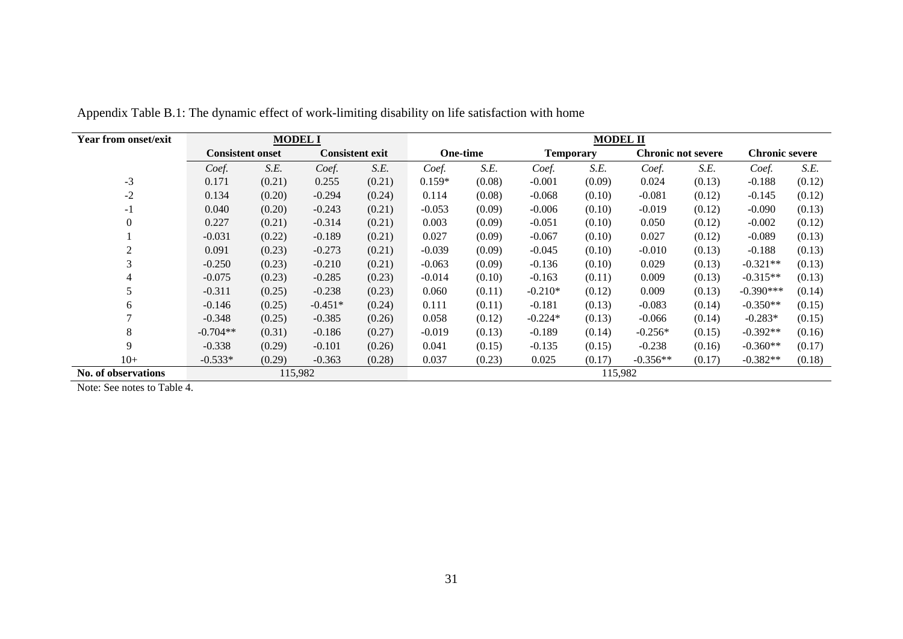Appendix Table B.1: The dynamic effect of work-limiting disability on life satisfaction with home

| Year from onset/exit | MODEL I | | | | MODEL II | | | | | | | |
|---|---|---|---|---|---|---|---|---|---|---|---|---|
| | **Consistent onset** | | **Consistent exit** | | **One-time** | | **Temporary** | | **Chronic not severe** | | **Chronic severe** | |
| | *Coef.* | *S.E.* | *Coef.* | *S.E.* | *Coef.* | *S.E.* | *Coef.* | *S.E.* | *Coef.* | *S.E.* | *Coef.* | *S.E.* |
| -3 | 0.171 | (0.21) | 0.255 | (0.21) | 0.159* | (0.08) | -0.001 | (0.09) | 0.024 | (0.13) | -0.188 | (0.12) |
| -2 | 0.134 | (0.20) | -0.294 | (0.24) | 0.114 | (0.08) | -0.068 | (0.10) | -0.081 | (0.12) | -0.145 | (0.12) |
| -1 | 0.040 | (0.20) | -0.243 | (0.21) | -0.053 | (0.09) | -0.006 | (0.10) | -0.019 | (0.12) | -0.090 | (0.13) |
| 0 | 0.227 | (0.21) | -0.314 | (0.21) | 0.003 | (0.09) | -0.051 | (0.10) | 0.050 | (0.12) | -0.002 | (0.12) |
| 1 | -0.031 | (0.22) | -0.189 | (0.21) | 0.027 | (0.09) | -0.067 | (0.10) | 0.027 | (0.12) | -0.089 | (0.13) |
| 2 | 0.091 | (0.23) | -0.273 | (0.21) | -0.039 | (0.09) | -0.045 | (0.10) | -0.010 | (0.13) | -0.188 | (0.13) |
| 3 | -0.250 | (0.23) | -0.210 | (0.21) | -0.063 | (0.09) | -0.136 | (0.10) | 0.029 | (0.13) | -0.321** | (0.13) |
| 4 | -0.075 | (0.23) | -0.285 | (0.23) | -0.014 | (0.10) | -0.163 | (0.11) | 0.009 | (0.13) | -0.315** | (0.13) |
| 5 | -0.311 | (0.25) | -0.238 | (0.23) | 0.060 | (0.11) | -0.210* | (0.12) | 0.009 | (0.13) | -0.390*** | (0.14) |
| 6 | -0.146 | (0.25) | -0.451* | (0.24) | 0.111 | (0.11) | -0.181 | (0.13) | -0.083 | (0.14) | -0.350** | (0.15) |
| 7 | -0.348 | (0.25) | -0.385 | (0.26) | 0.058 | (0.12) | -0.224* | (0.13) | -0.066 | (0.14) | -0.283* | (0.15) |
| 8 | -0.704** | (0.31) | -0.186 | (0.27) | -0.019 | (0.13) | -0.189 | (0.14) | -0.256* | (0.15) | -0.392** | (0.16) |
| 9 | -0.338 | (0.29) | -0.101 | (0.26) | 0.041 | (0.15) | -0.135 | (0.15) | -0.238 | (0.16) | -0.360** | (0.17) |
| 10+ | -0.533* | (0.29) | -0.363 | (0.28) | 0.037 | (0.23) | 0.025 | (0.17) | -0.356** | (0.17) | -0.382** | (0.18) |
| **No. of observations** | 115,982 | | | | 115,982 | | | | | | | |

Note: See notes to Table 4.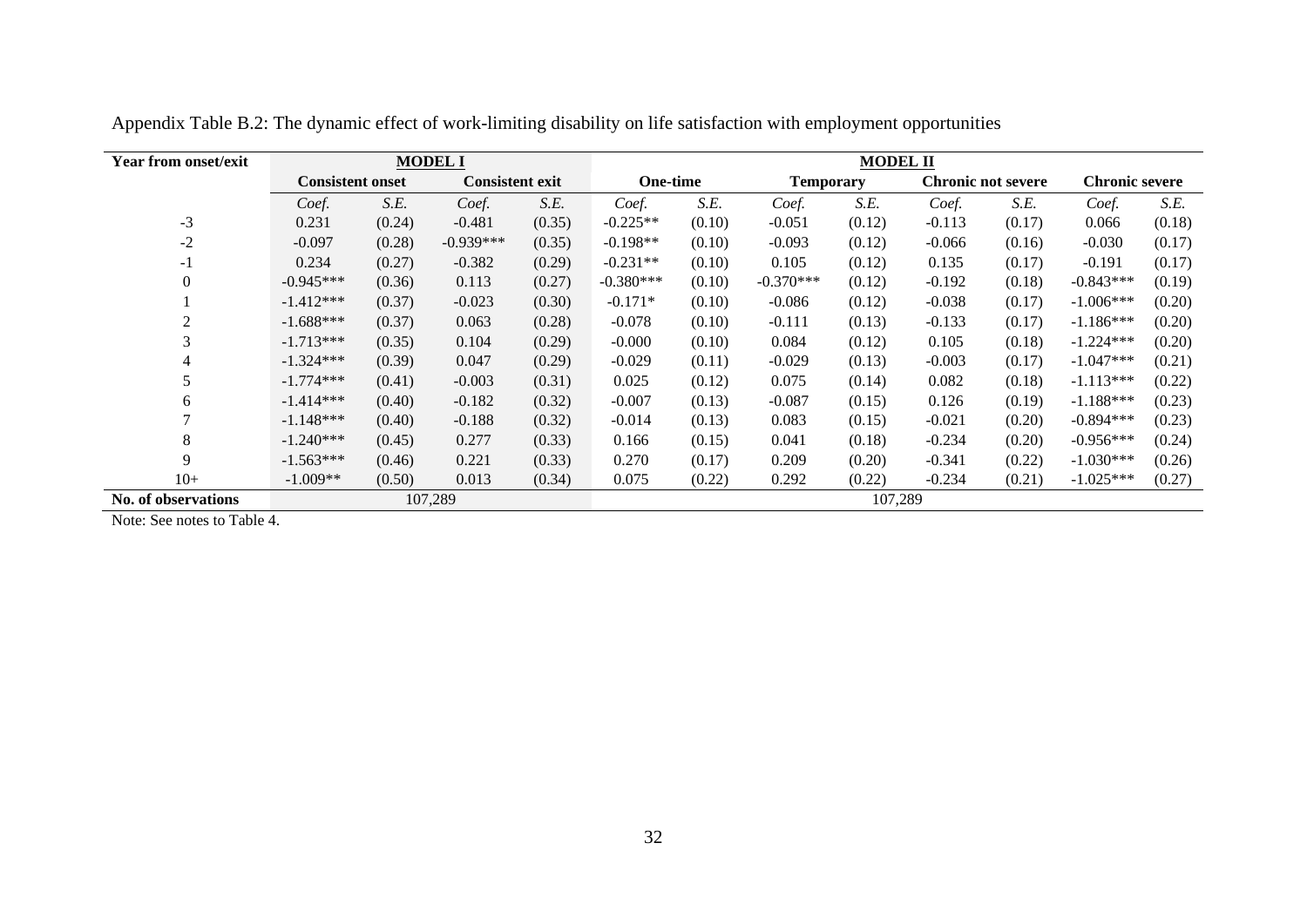Appendix Table B.2: The dynamic effect of work-limiting disability on life satisfaction with employment opportunities

| Year from onset/exit | MODEL I | | | | MODEL II | | | | | | | |
|---|---|---|---|---|---|---|---|---|---|---|---|---|
| | Consistent onset | | Consistent exit | | One-time | | Temporary | | Chronic not severe | | Chronic severe | |
| | *Coef.* | *S.E.* | *Coef.* | *S.E.* | *Coef.* | *S.E.* | *Coef.* | *S.E.* | *Coef.* | *S.E.* | *Coef.* | *S.E.* |
| -3 | 0.231 | (0.24) | -0.481 | (0.35) | -0.225** | (0.10) | -0.051 | (0.12) | -0.113 | (0.17) | 0.066 | (0.18) |
| -2 | -0.097 | (0.28) | -0.939*** | (0.35) | -0.198** | (0.10) | -0.093 | (0.12) | -0.066 | (0.16) | -0.030 | (0.17) |
| -1 | 0.234 | (0.27) | -0.382 | (0.29) | -0.231** | (0.10) | 0.105 | (0.12) | 0.135 | (0.17) | -0.191 | (0.17) |
| 0 | -0.945*** | (0.36) | 0.113 | (0.27) | -0.380*** | (0.10) | -0.370*** | (0.12) | -0.192 | (0.18) | -0.843*** | (0.19) |
| 1 | -1.412*** | (0.37) | -0.023 | (0.30) | -0.171* | (0.10) | -0.086 | (0.12) | -0.038 | (0.17) | -1.006*** | (0.20) |
| 2 | -1.688*** | (0.37) | 0.063 | (0.28) | -0.078 | (0.10) | -0.111 | (0.13) | -0.133 | (0.17) | -1.186*** | (0.20) |
| 3 | -1.713*** | (0.35) | 0.104 | (0.29) | -0.000 | (0.10) | 0.084 | (0.12) | 0.105 | (0.18) | -1.224*** | (0.20) |
| 4 | -1.324*** | (0.39) | 0.047 | (0.29) | -0.029 | (0.11) | -0.029 | (0.13) | -0.003 | (0.17) | -1.047*** | (0.21) |
| 5 | -1.774*** | (0.41) | -0.003 | (0.31) | 0.025 | (0.12) | 0.075 | (0.14) | 0.082 | (0.18) | -1.113*** | (0.22) |
| 6 | -1.414*** | (0.40) | -0.182 | (0.32) | -0.007 | (0.13) | -0.087 | (0.15) | 0.126 | (0.19) | -1.188*** | (0.23) |
| 7 | -1.148*** | (0.40) | -0.188 | (0.32) | -0.014 | (0.13) | 0.083 | (0.15) | -0.021 | (0.20) | -0.894*** | (0.23) |
| 8 | -1.240*** | (0.45) | 0.277 | (0.33) | 0.166 | (0.15) | 0.041 | (0.18) | -0.234 | (0.20) | -0.956*** | (0.24) |
| 9 | -1.563*** | (0.46) | 0.221 | (0.33) | 0.270 | (0.17) | 0.209 | (0.20) | -0.341 | (0.22) | -1.030*** | (0.26) |
| 10+ | -1.009** | (0.50) | 0.013 | (0.34) | 0.075 | (0.22) | 0.292 | (0.22) | -0.234 | (0.21) | -1.025*** | (0.27) |
| **No. of observations** | 107,289 | | | | 107,289 | | | | | | | |

Note: See notes to Table 4.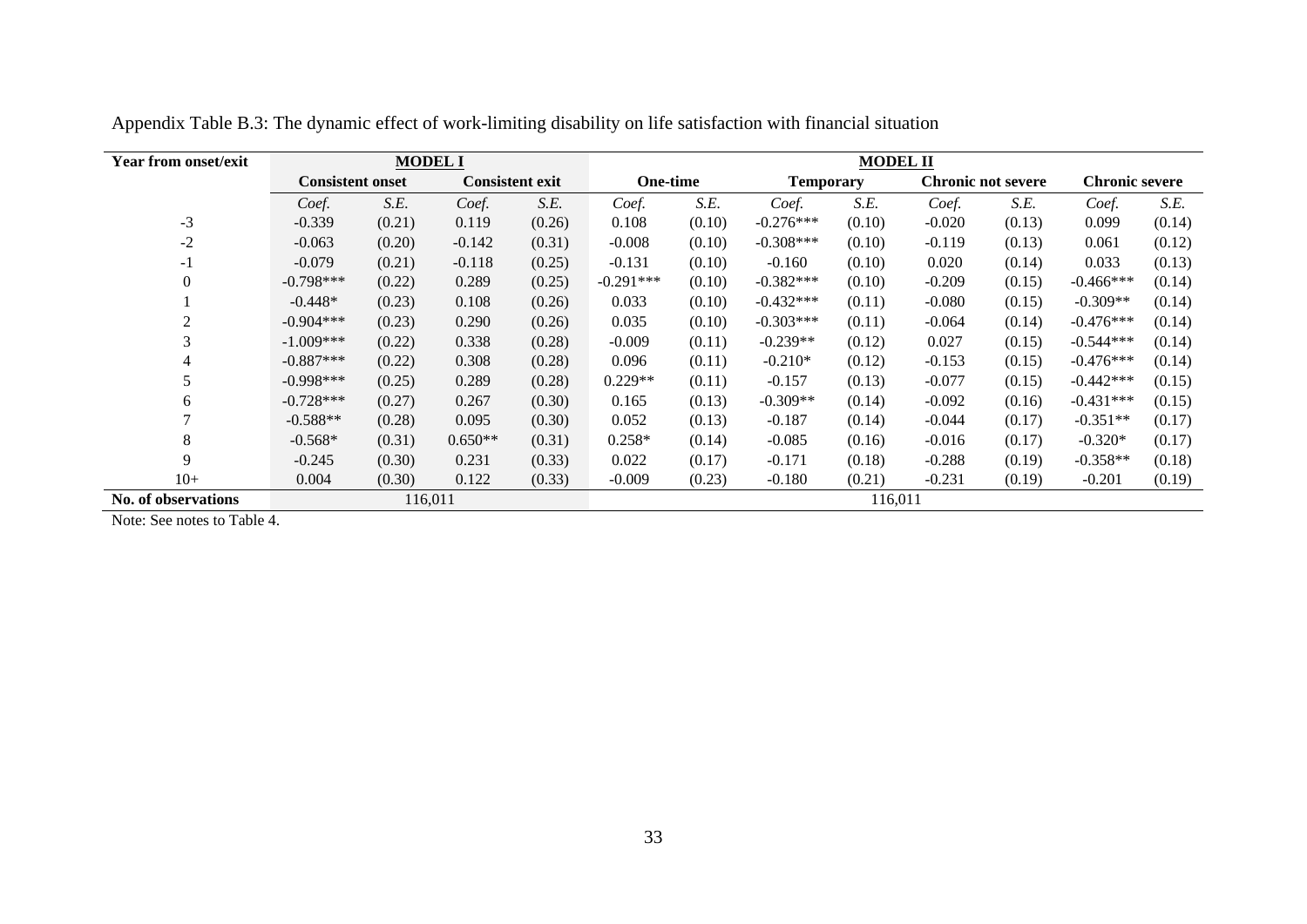Appendix Table B.3: The dynamic effect of work-limiting disability on life satisfaction with financial situation

| Year from onset/exit | MODEL I | | | | MODEL II | | | | | | | |
|---|---|---|---|---|---|---|---|---|---|---|---|---|
| | Consistent onset | | Consistent exit | | One-time | | Temporary | | Chronic not severe | | Chronic severe | |
| | *Coef.* | *S.E.* | *Coef.* | *S.E.* | *Coef.* | *S.E.* | *Coef.* | *S.E.* | *Coef.* | *S.E.* | *Coef.* | *S.E.* |
| -3 | -0.339 | (0.21) | 0.119 | (0.26) | 0.108 | (0.10) | -0.276*** | (0.10) | -0.020 | (0.13) | 0.099 | (0.14) |
| -2 | -0.063 | (0.20) | -0.142 | (0.31) | -0.008 | (0.10) | -0.308*** | (0.10) | -0.119 | (0.13) | 0.061 | (0.12) |
| -1 | -0.079 | (0.21) | -0.118 | (0.25) | -0.131 | (0.10) | -0.160 | (0.10) | 0.020 | (0.14) | 0.033 | (0.13) |
| 0 | -0.798*** | (0.22) | 0.289 | (0.25) | -0.291*** | (0.10) | -0.382*** | (0.10) | -0.209 | (0.15) | -0.466*** | (0.14) |
| 1 | -0.448* | (0.23) | 0.108 | (0.26) | 0.033 | (0.10) | -0.432*** | (0.11) | -0.080 | (0.15) | -0.309** | (0.14) |
| 2 | -0.904*** | (0.23) | 0.290 | (0.26) | 0.035 | (0.10) | -0.303*** | (0.11) | -0.064 | (0.14) | -0.476*** | (0.14) |
| 3 | -1.009*** | (0.22) | 0.338 | (0.28) | -0.009 | (0.11) | -0.239** | (0.12) | 0.027 | (0.15) | -0.544*** | (0.14) |
| 4 | -0.887*** | (0.22) | 0.308 | (0.28) | 0.096 | (0.11) | -0.210* | (0.12) | -0.153 | (0.15) | -0.476*** | (0.14) |
| 5 | -0.998*** | (0.25) | 0.289 | (0.28) | 0.229** | (0.11) | -0.157 | (0.13) | -0.077 | (0.15) | -0.442*** | (0.15) |
| 6 | -0.728*** | (0.27) | 0.267 | (0.30) | 0.165 | (0.13) | -0.309** | (0.14) | -0.092 | (0.16) | -0.431*** | (0.15) |
| 7 | -0.588** | (0.28) | 0.095 | (0.30) | 0.052 | (0.13) | -0.187 | (0.14) | -0.044 | (0.17) | -0.351** | (0.17) |
| 8 | -0.568* | (0.31) | 0.650** | (0.31) | 0.258* | (0.14) | -0.085 | (0.16) | -0.016 | (0.17) | -0.320* | (0.17) |
| 9 | -0.245 | (0.30) | 0.231 | (0.33) | 0.022 | (0.17) | -0.171 | (0.18) | -0.288 | (0.19) | -0.358** | (0.18) |
| 10+ | 0.004 | (0.30) | 0.122 | (0.33) | -0.009 | (0.23) | -0.180 | (0.21) | -0.231 | (0.19) | -0.201 | (0.19) |
| **No. of observations** | 116,011 | | | | 116,011 | | | | | | | |

Note: See notes to Table 4.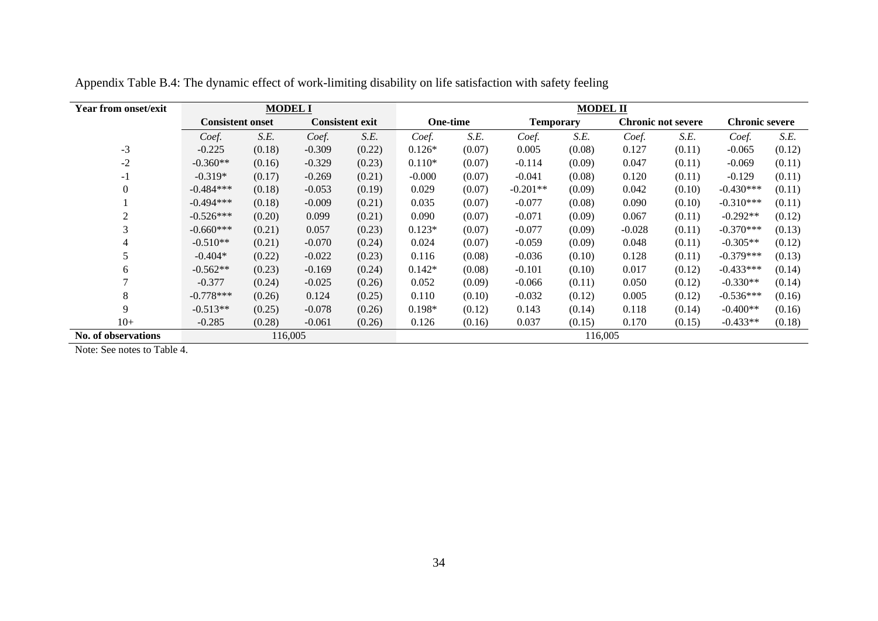Appendix Table B.4: The dynamic effect of work-limiting disability on life satisfaction with safety feeling

| Year from onset/exit | MODEL I | | | | MODEL II | | | | | | | |
|---|---|---|---|---|---|---|---|---|---|---|---|---|
| | Consistent onset | | Consistent exit | | One-time | | Temporary | | Chronic not severe | | Chronic severe | |
| | *Coef.* | *S.E.* | *Coef.* | *S.E.* | *Coef.* | *S.E.* | *Coef.* | *S.E.* | *Coef.* | *S.E.* | *Coef.* | *S.E.* |
| -3 | -0.225 | (0.18) | -0.309 | (0.22) | 0.126* | (0.07) | 0.005 | (0.08) | 0.127 | (0.11) | -0.065 | (0.12) |
| -2 | -0.360** | (0.16) | -0.329 | (0.23) | 0.110* | (0.07) | -0.114 | (0.09) | 0.047 | (0.11) | -0.069 | (0.11) |
| -1 | -0.319* | (0.17) | -0.269 | (0.21) | -0.000 | (0.07) | -0.041 | (0.08) | 0.120 | (0.11) | -0.129 | (0.11) |
| 0 | -0.484*** | (0.18) | -0.053 | (0.19) | 0.029 | (0.07) | -0.201** | (0.09) | 0.042 | (0.10) | -0.430*** | (0.11) |
| 1 | -0.494*** | (0.18) | -0.009 | (0.21) | 0.035 | (0.07) | -0.077 | (0.08) | 0.090 | (0.10) | -0.310*** | (0.11) |
| 2 | -0.526*** | (0.20) | 0.099 | (0.21) | 0.090 | (0.07) | -0.071 | (0.09) | 0.067 | (0.11) | -0.292** | (0.12) |
| 3 | -0.660*** | (0.21) | 0.057 | (0.23) | 0.123* | (0.07) | -0.077 | (0.09) | -0.028 | (0.11) | -0.370*** | (0.13) |
| 4 | -0.510** | (0.21) | -0.070 | (0.24) | 0.024 | (0.07) | -0.059 | (0.09) | 0.048 | (0.11) | -0.305** | (0.12) |
| 5 | -0.404* | (0.22) | -0.022 | (0.23) | 0.116 | (0.08) | -0.036 | (0.10) | 0.128 | (0.11) | -0.379*** | (0.13) |
| 6 | -0.562** | (0.23) | -0.169 | (0.24) | 0.142* | (0.08) | -0.101 | (0.10) | 0.017 | (0.12) | -0.433*** | (0.14) |
| 7 | -0.377 | (0.24) | -0.025 | (0.26) | 0.052 | (0.09) | -0.066 | (0.11) | 0.050 | (0.12) | -0.330** | (0.14) |
| 8 | -0.778*** | (0.26) | 0.124 | (0.25) | 0.110 | (0.10) | -0.032 | (0.12) | 0.005 | (0.12) | -0.536*** | (0.16) |
| 9 | -0.513** | (0.25) | -0.078 | (0.26) | 0.198* | (0.12) | 0.143 | (0.14) | 0.118 | (0.14) | -0.400** | (0.16) |
| 10+ | -0.285 | (0.28) | -0.061 | (0.26) | 0.126 | (0.16) | 0.037 | (0.15) | 0.170 | (0.15) | -0.433** | (0.18) |
| **No. of observations** | 116,005 | | | | 116,005 | | | | | | | |

Note: See notes to Table 4.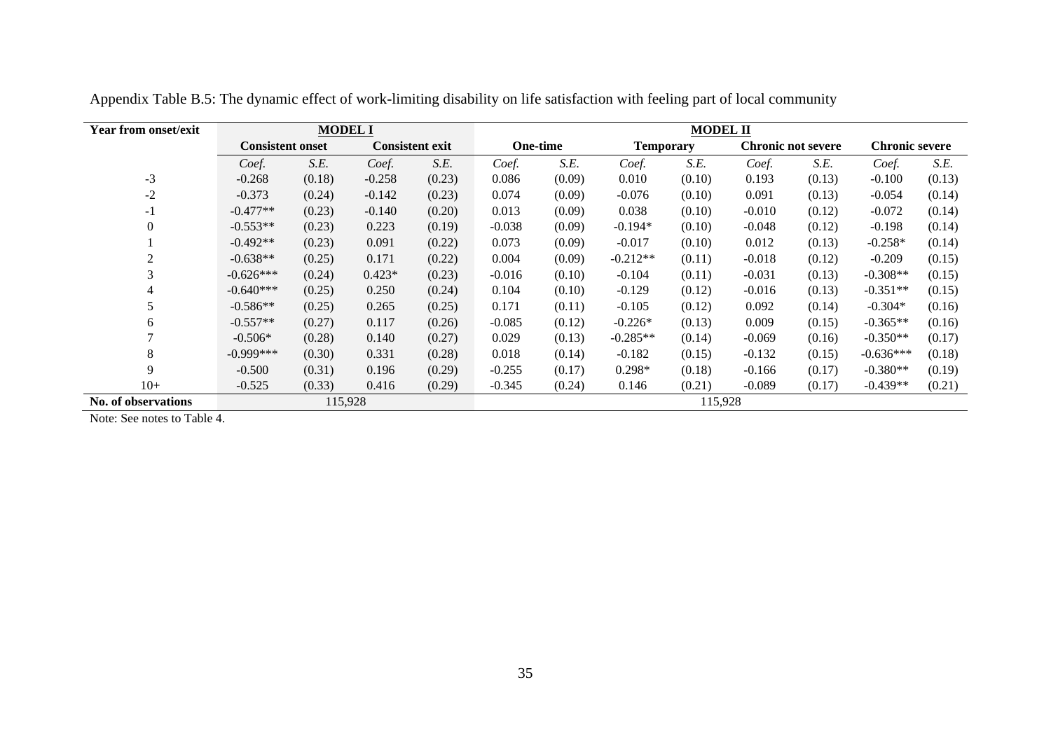Appendix Table B.5: The dynamic effect of work-limiting disability on life satisfaction with feeling part of local community

| Year from onset/exit | MODEL I | | | | MODEL II | | | | | | | |
|---|---|---|---|---|---|---|---|---|---|---|---|---|
| | Consistent onset | | Consistent exit | | One-time | | Temporary | | Chronic not severe | | Chronic severe | |
| | *Coef.* | *S.E.* | *Coef.* | *S.E.* | *Coef.* | *S.E.* | *Coef.* | *S.E.* | *Coef.* | *S.E.* | *Coef.* | *S.E.* |
| -3 | -0.268 | (0.18) | -0.258 | (0.23) | 0.086 | (0.09) | 0.010 | (0.10) | 0.193 | (0.13) | -0.100 | (0.13) |
| -2 | -0.373 | (0.24) | -0.142 | (0.23) | 0.074 | (0.09) | -0.076 | (0.10) | 0.091 | (0.13) | -0.054 | (0.14) |
| -1 | -0.477** | (0.23) | -0.140 | (0.20) | 0.013 | (0.09) | 0.038 | (0.10) | -0.010 | (0.12) | -0.072 | (0.14) |
| 0 | -0.553** | (0.23) | 0.223 | (0.19) | -0.038 | (0.09) | -0.194* | (0.10) | -0.048 | (0.12) | -0.198 | (0.14) |
| 1 | -0.492** | (0.23) | 0.091 | (0.22) | 0.073 | (0.09) | -0.017 | (0.10) | 0.012 | (0.13) | -0.258* | (0.14) |
| 2 | -0.638** | (0.25) | 0.171 | (0.22) | 0.004 | (0.09) | -0.212** | (0.11) | -0.018 | (0.12) | -0.209 | (0.15) |
| 3 | -0.626*** | (0.24) | 0.423* | (0.23) | -0.016 | (0.10) | -0.104 | (0.11) | -0.031 | (0.13) | -0.308** | (0.15) |
| 4 | -0.640*** | (0.25) | 0.250 | (0.24) | 0.104 | (0.10) | -0.129 | (0.12) | -0.016 | (0.13) | -0.351** | (0.15) |
| 5 | -0.586** | (0.25) | 0.265 | (0.25) | 0.171 | (0.11) | -0.105 | (0.12) | 0.092 | (0.14) | -0.304* | (0.16) |
| 6 | -0.557** | (0.27) | 0.117 | (0.26) | -0.085 | (0.12) | -0.226* | (0.13) | 0.009 | (0.15) | -0.365** | (0.16) |
| 7 | -0.506* | (0.28) | 0.140 | (0.27) | 0.029 | (0.13) | -0.285** | (0.14) | -0.069 | (0.16) | -0.350** | (0.17) |
| 8 | -0.999*** | (0.30) | 0.331 | (0.28) | 0.018 | (0.14) | -0.182 | (0.15) | -0.132 | (0.15) | -0.636*** | (0.18) |
| 9 | -0.500 | (0.31) | 0.196 | (0.29) | -0.255 | (0.17) | 0.298* | (0.18) | -0.166 | (0.17) | -0.380** | (0.19) |
| 10+ | -0.525 | (0.33) | 0.416 | (0.29) | -0.345 | (0.24) | 0.146 | (0.21) | -0.089 | (0.17) | -0.439** | (0.21) |
| **No. of observations** | 115,928 | | | | 115,928 | | | | | | | |

Note: See notes to Table 4.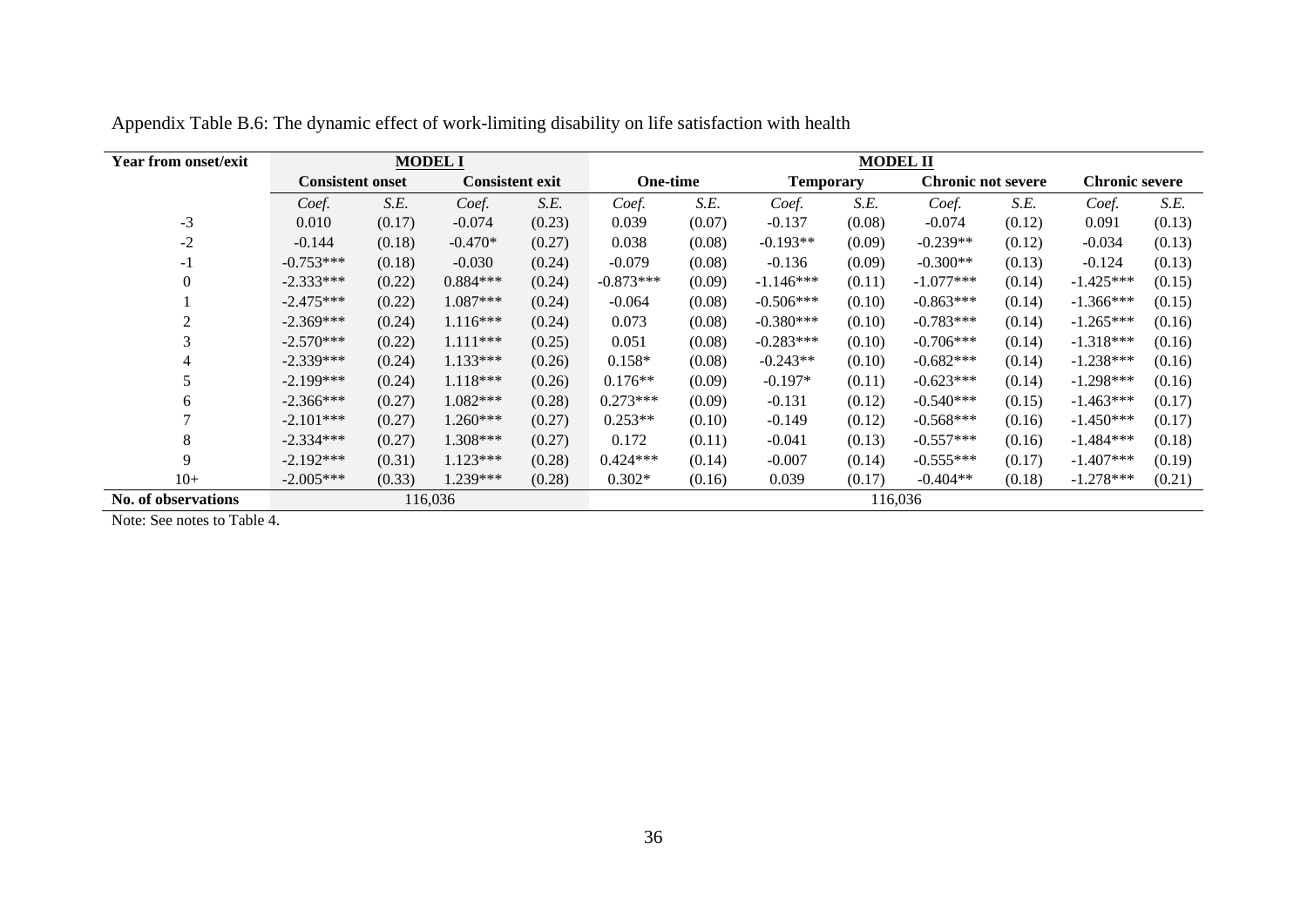Appendix Table B.6: The dynamic effect of work-limiting disability on life satisfaction with health

| Year from onset/exit | MODEL I | | | | MODEL II | | | | | | | |
|---|---|---|---|---|---|---|---|---|---|---|---|---|
| | **Consistent onset** | | **Consistent exit** | | **One-time** | | **Temporary** | | **Chronic not severe** | | **Chronic severe** | |
| | *Coef.* | *S.E.* | *Coef.* | *S.E.* | *Coef.* | *S.E.* | *Coef.* | *S.E.* | *Coef.* | *S.E.* | *Coef.* | *S.E.* |
| -3 | 0.010 | (0.17) | -0.074 | (0.23) | 0.039 | (0.07) | -0.137 | (0.08) | -0.074 | (0.12) | 0.091 | (0.13) |
| -2 | -0.144 | (0.18) | -0.470* | (0.27) | 0.038 | (0.08) | -0.193** | (0.09) | -0.239** | (0.12) | -0.034 | (0.13) |
| -1 | -0.753*** | (0.18) | -0.030 | (0.24) | -0.079 | (0.08) | -0.136 | (0.09) | -0.300** | (0.13) | -0.124 | (0.13) |
| 0 | -2.333*** | (0.22) | 0.884*** | (0.24) | -0.873*** | (0.09) | -1.146*** | (0.11) | -1.077*** | (0.14) | -1.425*** | (0.15) |
| 1 | -2.475*** | (0.22) | 1.087*** | (0.24) | -0.064 | (0.08) | -0.506*** | (0.10) | -0.863*** | (0.14) | -1.366*** | (0.15) |
| 2 | -2.369*** | (0.24) | 1.116*** | (0.24) | 0.073 | (0.08) | -0.380*** | (0.10) | -0.783*** | (0.14) | -1.265*** | (0.16) |
| 3 | -2.570*** | (0.22) | 1.111*** | (0.25) | 0.051 | (0.08) | -0.283*** | (0.10) | -0.706*** | (0.14) | -1.318*** | (0.16) |
| 4 | -2.339*** | (0.24) | 1.133*** | (0.26) | 0.158* | (0.08) | -0.243** | (0.10) | -0.682*** | (0.14) | -1.238*** | (0.16) |
| 5 | -2.199*** | (0.24) | 1.118*** | (0.26) | 0.176** | (0.09) | -0.197* | (0.11) | -0.623*** | (0.14) | -1.298*** | (0.16) |
| 6 | -2.366*** | (0.27) | 1.082*** | (0.28) | 0.273*** | (0.09) | -0.131 | (0.12) | -0.540*** | (0.15) | -1.463*** | (0.17) |
| 7 | -2.101*** | (0.27) | 1.260*** | (0.27) | 0.253** | (0.10) | -0.149 | (0.12) | -0.568*** | (0.16) | -1.450*** | (0.17) |
| 8 | -2.334*** | (0.27) | 1.308*** | (0.27) | 0.172 | (0.11) | -0.041 | (0.13) | -0.557*** | (0.16) | -1.484*** | (0.18) |
| 9 | -2.192*** | (0.31) | 1.123*** | (0.28) | 0.424*** | (0.14) | -0.007 | (0.14) | -0.555*** | (0.17) | -1.407*** | (0.19) |
| 10+ | -2.005*** | (0.33) | 1.239*** | (0.28) | 0.302* | (0.16) | 0.039 | (0.17) | -0.404** | (0.18) | -1.278*** | (0.21) |
| **No. of observations** | 116,036 | | | | 116,036 | | | | | | | |

Note: See notes to Table 4.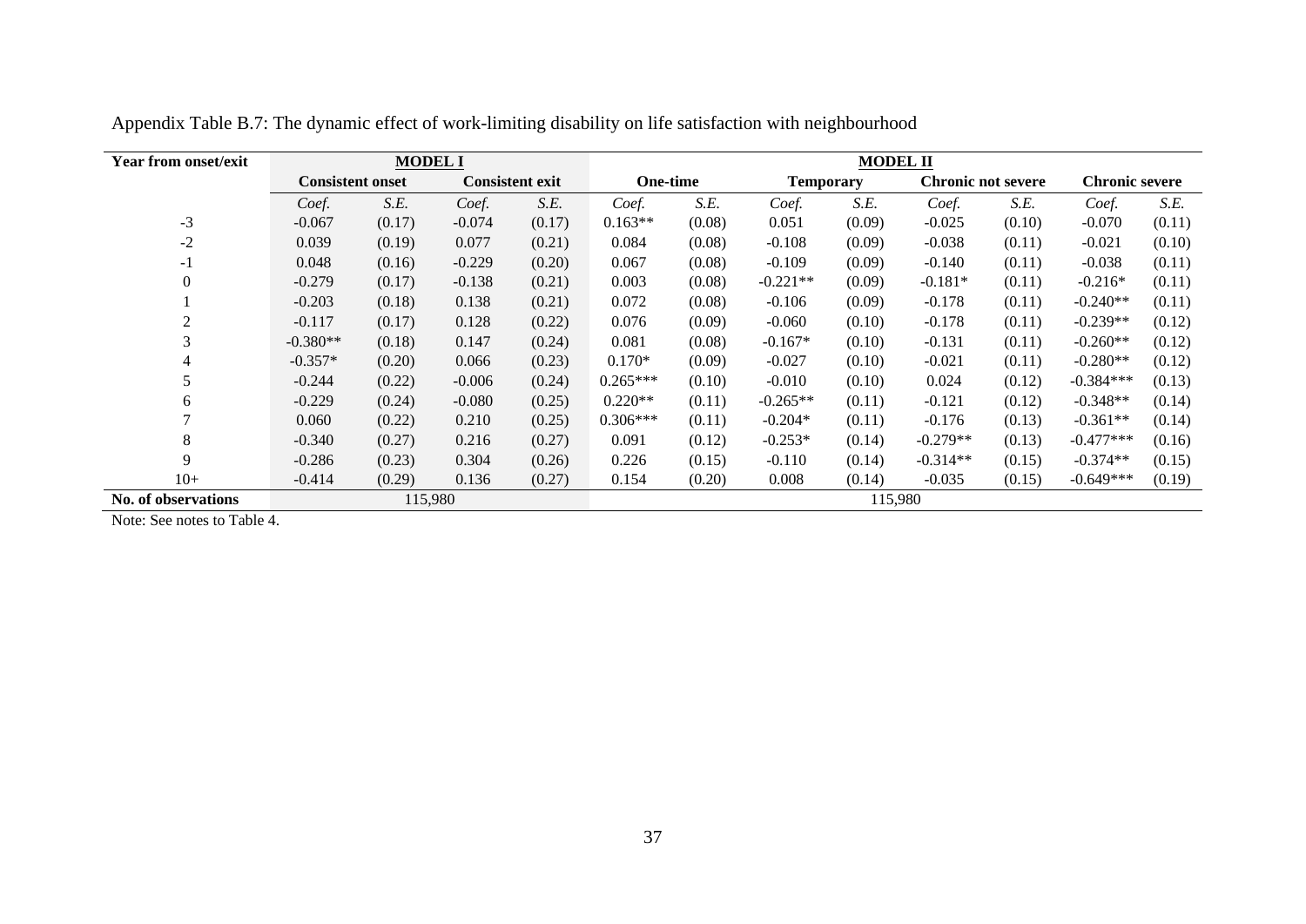Appendix Table B.7: The dynamic effect of work-limiting disability on life satisfaction with neighbourhood

| Year from onset/exit | MODEL I | | | | MODEL II | | | | | | | |
|---|---|---|---|---|---|---|---|---|---|---|---|---|
| | Consistent onset | | Consistent exit | | One-time | | Temporary | | Chronic not severe | | Chronic severe | |
| | *Coef.* | *S.E.* | *Coef.* | *S.E.* | *Coef.* | *S.E.* | *Coef.* | *S.E.* | *Coef.* | *S.E.* | *Coef.* | *S.E.* |
| -3 | -0.067 | (0.17) | -0.074 | (0.17) | 0.163** | (0.08) | 0.051 | (0.09) | -0.025 | (0.10) | -0.070 | (0.11) |
| -2 | 0.039 | (0.19) | 0.077 | (0.21) | 0.084 | (0.08) | -0.108 | (0.09) | -0.038 | (0.11) | -0.021 | (0.10) |
| -1 | 0.048 | (0.16) | -0.229 | (0.20) | 0.067 | (0.08) | -0.109 | (0.09) | -0.140 | (0.11) | -0.038 | (0.11) |
| 0 | -0.279 | (0.17) | -0.138 | (0.21) | 0.003 | (0.08) | -0.221** | (0.09) | -0.181* | (0.11) | -0.216* | (0.11) |
| 1 | -0.203 | (0.18) | 0.138 | (0.21) | 0.072 | (0.08) | -0.106 | (0.09) | -0.178 | (0.11) | -0.240** | (0.11) |
| 2 | -0.117 | (0.17) | 0.128 | (0.22) | 0.076 | (0.09) | -0.060 | (0.10) | -0.178 | (0.11) | -0.239** | (0.12) |
| 3 | -0.380** | (0.18) | 0.147 | (0.24) | 0.081 | (0.08) | -0.167* | (0.10) | -0.131 | (0.11) | -0.260** | (0.12) |
| 4 | -0.357* | (0.20) | 0.066 | (0.23) | 0.170* | (0.09) | -0.027 | (0.10) | -0.021 | (0.11) | -0.280** | (0.12) |
| 5 | -0.244 | (0.22) | -0.006 | (0.24) | 0.265*** | (0.10) | -0.010 | (0.10) | 0.024 | (0.12) | -0.384*** | (0.13) |
| 6 | -0.229 | (0.24) | -0.080 | (0.25) | 0.220** | (0.11) | -0.265** | (0.11) | -0.121 | (0.12) | -0.348** | (0.14) |
| 7 | 0.060 | (0.22) | 0.210 | (0.25) | 0.306*** | (0.11) | -0.204* | (0.11) | -0.176 | (0.13) | -0.361** | (0.14) |
| 8 | -0.340 | (0.27) | 0.216 | (0.27) | 0.091 | (0.12) | -0.253* | (0.14) | -0.279** | (0.13) | -0.477*** | (0.16) |
| 9 | -0.286 | (0.23) | 0.304 | (0.26) | 0.226 | (0.15) | -0.110 | (0.14) | -0.314** | (0.15) | -0.374** | (0.15) |
| 10+ | -0.414 | (0.29) | 0.136 | (0.27) | 0.154 | (0.20) | 0.008 | (0.14) | -0.035 | (0.15) | -0.649*** | (0.19) |
| **No. of observations** | 115,980 | | | | 115,980 | | | | | | | |

Note: See notes to Table 4.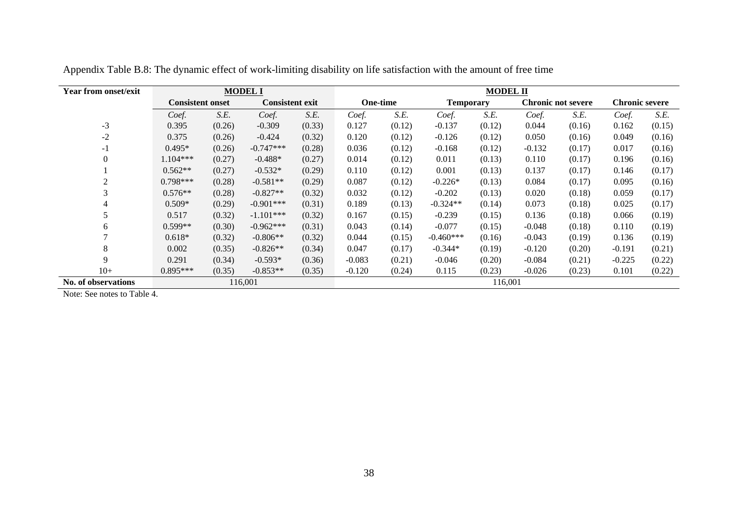Appendix Table B.8: The dynamic effect of work-limiting disability on life satisfaction with the amount of free time

| Year from onset/exit | MODEL I | | | | MODEL II | | | | | | | |
|---|---|---|---|---|---|---|---|---|---|---|---|---|
| | Consistent onset | | Consistent exit | | One-time | | Temporary | | Chronic not severe | | Chronic severe | |
| | *Coef.* | *S.E.* | *Coef.* | *S.E.* | *Coef.* | *S.E.* | *Coef.* | *S.E.* | *Coef.* | *S.E.* | *Coef.* | *S.E.* |
| -3 | 0.395 | (0.26) | -0.309 | (0.33) | 0.127 | (0.12) | -0.137 | (0.12) | 0.044 | (0.16) | 0.162 | (0.15) |
| -2 | 0.375 | (0.26) | -0.424 | (0.32) | 0.120 | (0.12) | -0.126 | (0.12) | 0.050 | (0.16) | 0.049 | (0.16) |
| -1 | 0.495* | (0.26) | -0.747*** | (0.28) | 0.036 | (0.12) | -0.168 | (0.12) | -0.132 | (0.17) | 0.017 | (0.16) |
| 0 | 1.104*** | (0.27) | -0.488* | (0.27) | 0.014 | (0.12) | 0.011 | (0.13) | 0.110 | (0.17) | 0.196 | (0.16) |
| 1 | 0.562** | (0.27) | -0.532* | (0.29) | 0.110 | (0.12) | 0.001 | (0.13) | 0.137 | (0.17) | 0.146 | (0.17) |
| 2 | 0.798*** | (0.28) | -0.581** | (0.29) | 0.087 | (0.12) | -0.226* | (0.13) | 0.084 | (0.17) | 0.095 | (0.16) |
| 3 | 0.576** | (0.28) | -0.827** | (0.32) | 0.032 | (0.12) | -0.202 | (0.13) | 0.020 | (0.18) | 0.059 | (0.17) |
| 4 | 0.509* | (0.29) | -0.901*** | (0.31) | 0.189 | (0.13) | -0.324** | (0.14) | 0.073 | (0.18) | 0.025 | (0.17) |
| 5 | 0.517 | (0.32) | -1.101*** | (0.32) | 0.167 | (0.15) | -0.239 | (0.15) | 0.136 | (0.18) | 0.066 | (0.19) |
| 6 | 0.599** | (0.30) | -0.962*** | (0.31) | 0.043 | (0.14) | -0.077 | (0.15) | -0.048 | (0.18) | 0.110 | (0.19) |
| 7 | 0.618* | (0.32) | -0.806** | (0.32) | 0.044 | (0.15) | -0.460*** | (0.16) | -0.043 | (0.19) | 0.136 | (0.19) |
| 8 | 0.002 | (0.35) | -0.826** | (0.34) | 0.047 | (0.17) | -0.344* | (0.19) | -0.120 | (0.20) | -0.191 | (0.21) |
| 9 | 0.291 | (0.34) | -0.593* | (0.36) | -0.083 | (0.21) | -0.046 | (0.20) | -0.084 | (0.21) | -0.225 | (0.22) |
| 10+ | 0.895*** | (0.35) | -0.853** | (0.35) | -0.120 | (0.24) | 0.115 | (0.23) | -0.026 | (0.23) | 0.101 | (0.22) |
| **No. of observations** | 116,001 | | | | 116,001 | | | | | | | |

Note: See notes to Table 4.